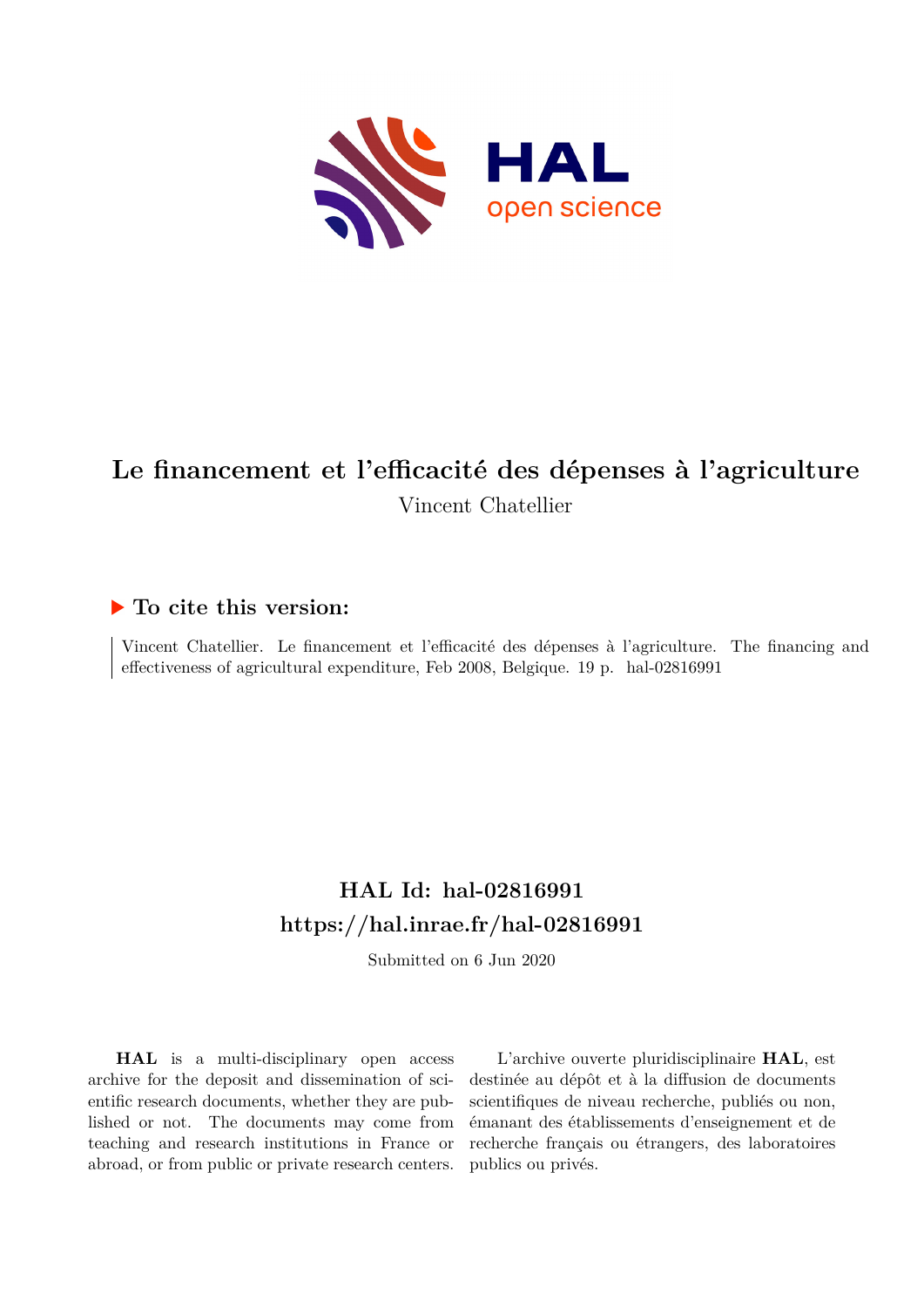# Le financement et l'efficacité des dépenses à l'agriculture

Vincent Chatellier

### ▶ To cite this version:

Vincent Chatellier. Le financement et l'efficacité des dépenses à l'agriculture. The financing and effectiveness of agricultural expenditure, Feb 2008, Belgique. 19 p. hal-02816991

## HAL Id: hal-02816991

## https://hal.inrae.fr/hal-02816991

Submitted on 6 Jun 2020

**HAL** is a multi-disciplinary open access archive for the deposit and dissemination of scientific research documents, whether they are published or not. The documents may come from teaching and research institutions in France or abroad, or from public or private research centers.

L'archive ouverte pluridisciplinaire **HAL**, est destinée au dépôt et à la diffusion de documents scientifiques de niveau recherche, publiés ou non, émanant des établissements d'enseignement et de recherche français ou étrangers, des laboratoires publics ou privés.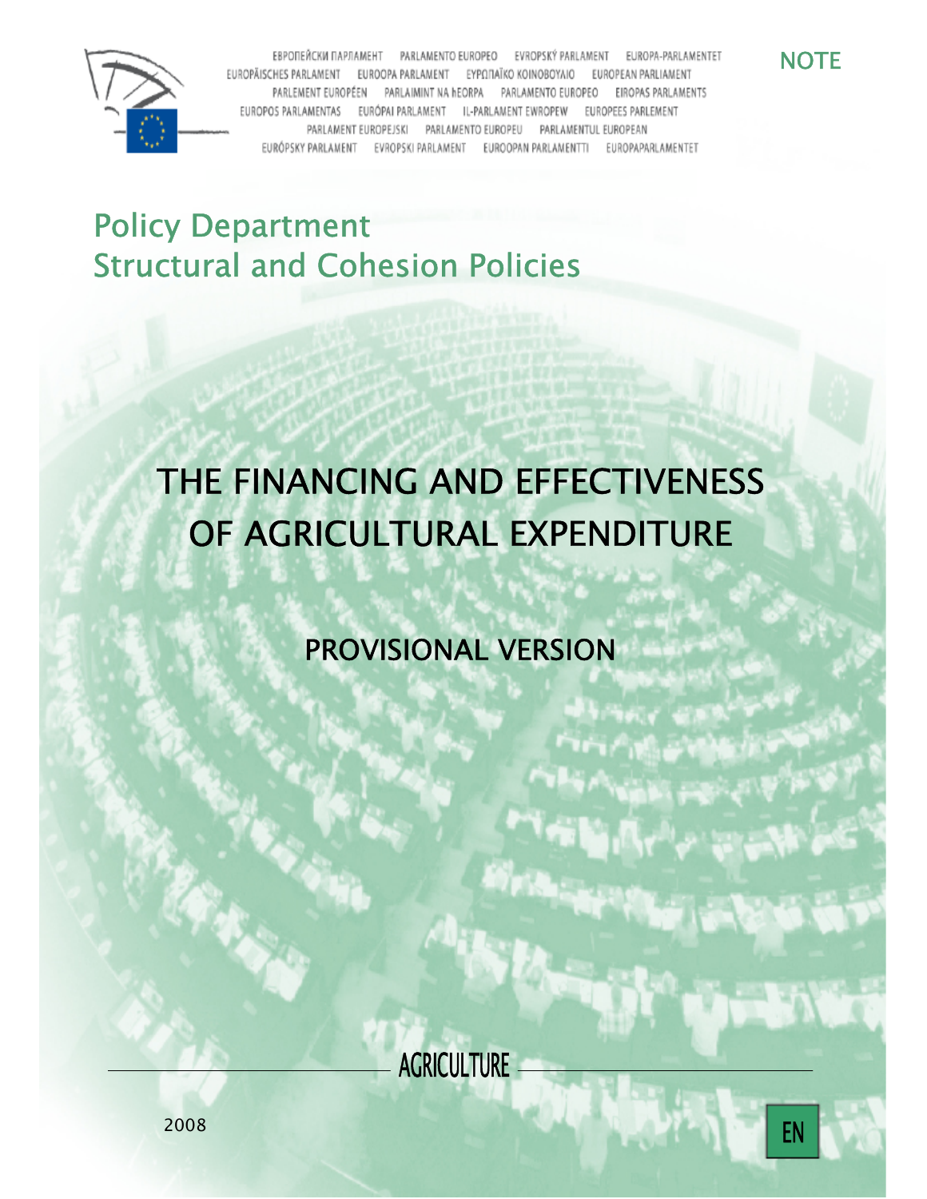ЕВРОПЕЙСКИ ПАРЛАМЕНТ PARLAMENTO EUROPEO EVROPSKÝ PARLAMENT EUROPA-PARLAMENTET
EUROPÄISCHES PARLAMENT EUROOPA PARLAMENT ΕΥΡΩΠΑΪΚΟ ΚΟΙΝΟΒΟΥΛΙΟ EUROPEAN PARLIAMENT
PARLEMENT EUROPÉEN PARLAIMINT NA hEORPA PARLAMENTO EUROPEO EIROPAS PARLAMENTS
EUROPOS PARLAMENTAS EURÓPAI PARLAMENT IL-PARLAMENT EWROPEW EUROPEES PARLEMENT
PARLAMENT EUROPEJSKI PARLAMENTO EUROPEU PARLAMENTUL EUROPEAN
EURÓPSKY PARLAMENT EVROPSKI PARLAMENT EUROOPAN PARLAMENTTI EUROPAPARLAMENTET

NOTE

Policy Department
Structural and Cohesion Policies

# THE FINANCING AND EFFECTIVENESS OF AGRICULTURAL EXPENDITURE

## PROVISIONAL VERSION

AGRICULTURE

2008

EN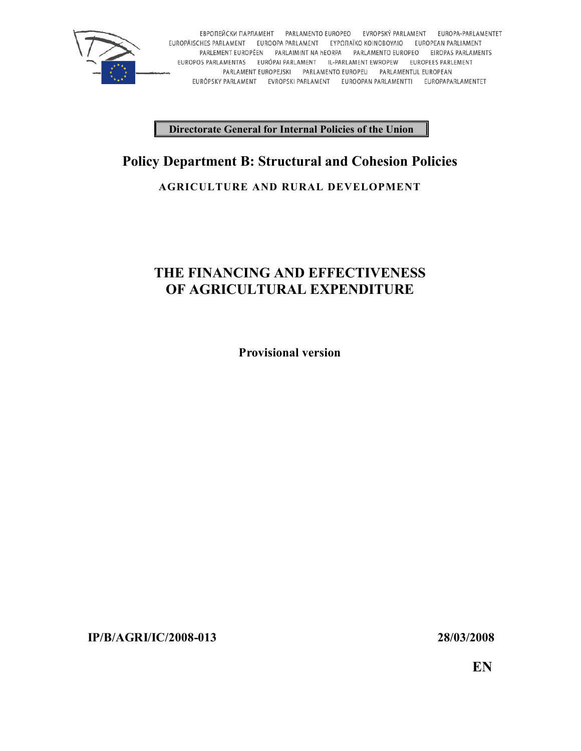ЕВРОПЕЙСКИ ПАРЛАМЕНТ PARLAMENTO EUROPEO EVROPSKÝ PARLAMENT EUROPA-PARLAMENTET
EUROPÄISCHES PARLAMENT EUROOPA PARLAMENT ΕΥΡΩΠΑΪΚΟ ΚΟΙΝΟΒΟΥΛΙΟ EUROPEAN PARLIAMENT
PARLEMENT EUROPÉEN PARLAIMINT NA hEORPA PARLAMENTO EUROPEO EIROPAS PARLAMENTS
EUROPOS PARLAMENTAS EURÓPAI PARLAMENT IL-PARLAMENT EWROPEW EUROPEES PARLEMENT
PARLAMENT EUROPEJSKI PARLAMENTO EUROPEU PARLAMENTUL EUROPEAN
EURÓPSKY PARLAMENT EVROPSKI PARLAMENT EUROOPAN PARLAMENTTI EUROPAPARLAMENTET

**Directorate General for Internal Policies of the Union**

## Policy Department B: Structural and Cohesion Policies

**AGRICULTURE AND RURAL DEVELOPMENT**

# THE FINANCING AND EFFECTIVENESS OF AGRICULTURAL EXPENDITURE

**Provisional version**

**IP/B/AGRI/IC/2008-013** **28/03/2008**

**EN**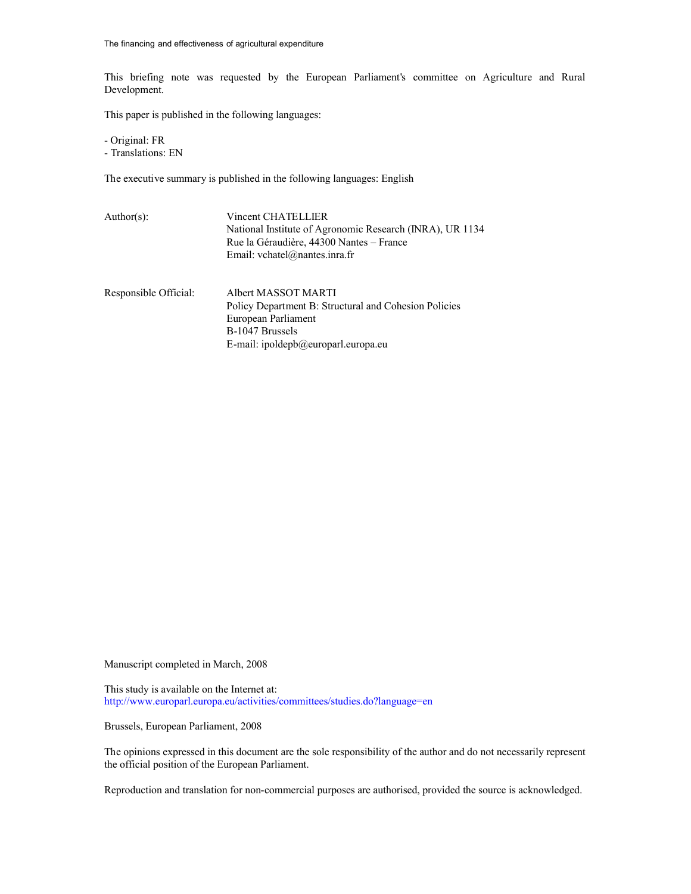This briefing note was requested by the European Parliament's committee on Agriculture and Rural Development.

This paper is published in the following languages:

- Original: FR
- Translations: EN

The executive summary is published in the following languages: English

| | |
|---|---|
| Author(s): | Vincent CHATELLIER<br>National Institute of Agronomic Research (INRA), UR 1134<br>Rue la Géraudière, 44300 Nantes – France<br>Email: vchatel@nantes.inra.fr |
| Responsible Official: | Albert MASSOT MARTI<br>Policy Department B: Structural and Cohesion Policies<br>European Parliament<br>B-1047 Brussels<br>E-mail: ipoldepb@europarl.europa.eu |

Manuscript completed in March, 2008

This study is available on the Internet at:
http://www.europarl.europa.eu/activities/committees/studies.do?language=en

Brussels, European Parliament, 2008

The opinions expressed in this document are the sole responsibility of the author and do not necessarily represent the official position of the European Parliament.

Reproduction and translation for non-commercial purposes are authorised, provided the source is acknowledged.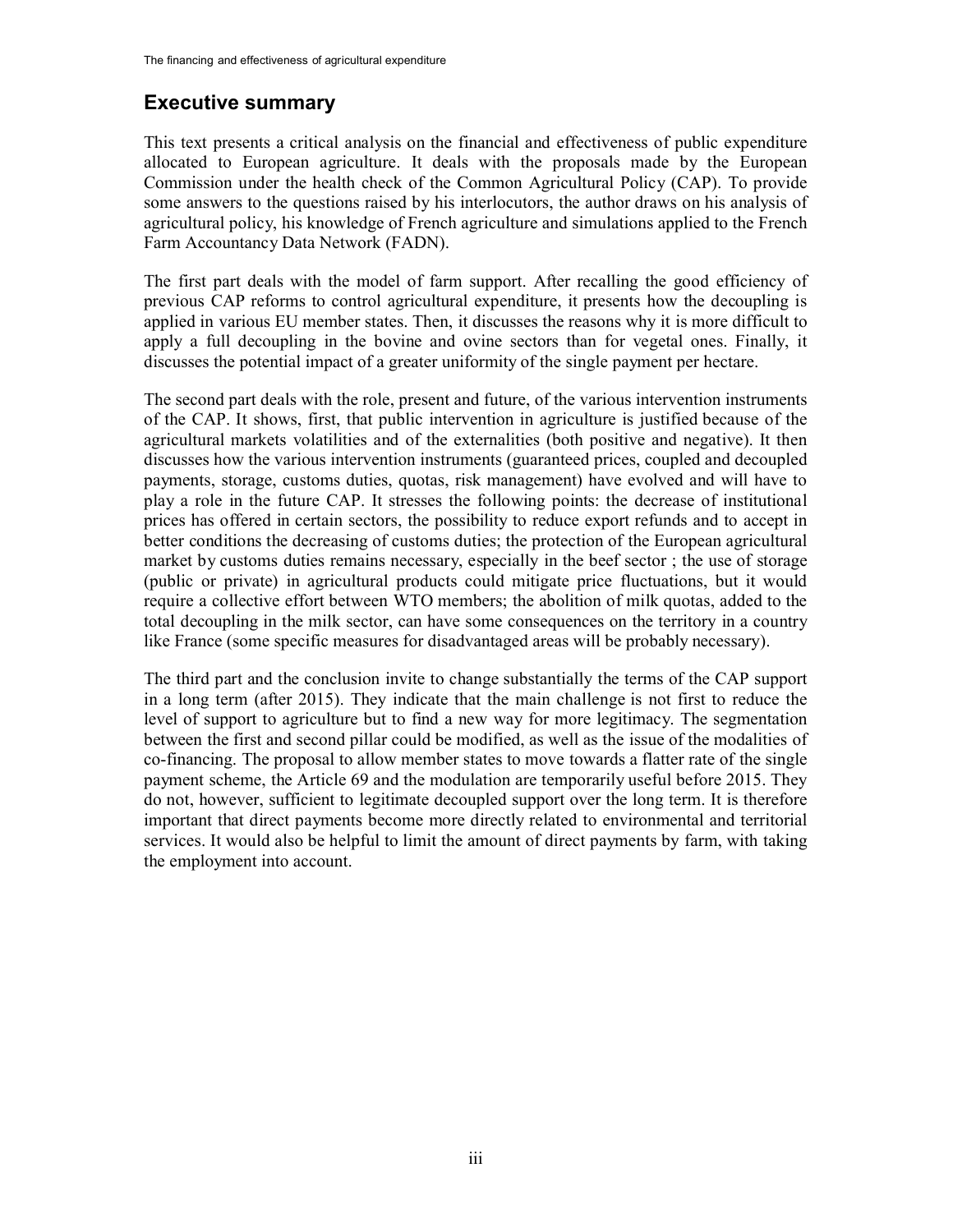## Executive summary

This text presents a critical analysis on the financial and effectiveness of public expenditure allocated to European agriculture. It deals with the proposals made by the European Commission under the health check of the Common Agricultural Policy (CAP). To provide some answers to the questions raised by his interlocutors, the author draws on his analysis of agricultural policy, his knowledge of French agriculture and simulations applied to the French Farm Accountancy Data Network (FADN).

The first part deals with the model of farm support. After recalling the good efficiency of previous CAP reforms to control agricultural expenditure, it presents how the decoupling is applied in various EU member states. Then, it discusses the reasons why it is more difficult to apply a full decoupling in the bovine and ovine sectors than for vegetal ones. Finally, it discusses the potential impact of a greater uniformity of the single payment per hectare.

The second part deals with the role, present and future, of the various intervention instruments of the CAP. It shows, first, that public intervention in agriculture is justified because of the agricultural markets volatilities and of the externalities (both positive and negative). It then discusses how the various intervention instruments (guaranteed prices, coupled and decoupled payments, storage, customs duties, quotas, risk management) have evolved and will have to play a role in the future CAP. It stresses the following points: the decrease of institutional prices has offered in certain sectors, the possibility to reduce export refunds and to accept in better conditions the decreasing of customs duties; the protection of the European agricultural market by customs duties remains necessary, especially in the beef sector ; the use of storage (public or private) in agricultural products could mitigate price fluctuations, but it would require a collective effort between WTO members; the abolition of milk quotas, added to the total decoupling in the milk sector, can have some consequences on the territory in a country like France (some specific measures for disadvantaged areas will be probably necessary).

The third part and the conclusion invite to change substantially the terms of the CAP support in a long term (after 2015). They indicate that the main challenge is not first to reduce the level of support to agriculture but to find a new way for more legitimacy. The segmentation between the first and second pillar could be modified, as well as the issue of the modalities of co-financing. The proposal to allow member states to move towards a flatter rate of the single payment scheme, the Article 69 and the modulation are temporarily useful before 2015. They do not, however, sufficient to legitimate decoupled support over the long term. It is therefore important that direct payments become more directly related to environmental and territorial services. It would also be helpful to limit the amount of direct payments by farm, with taking the employment into account.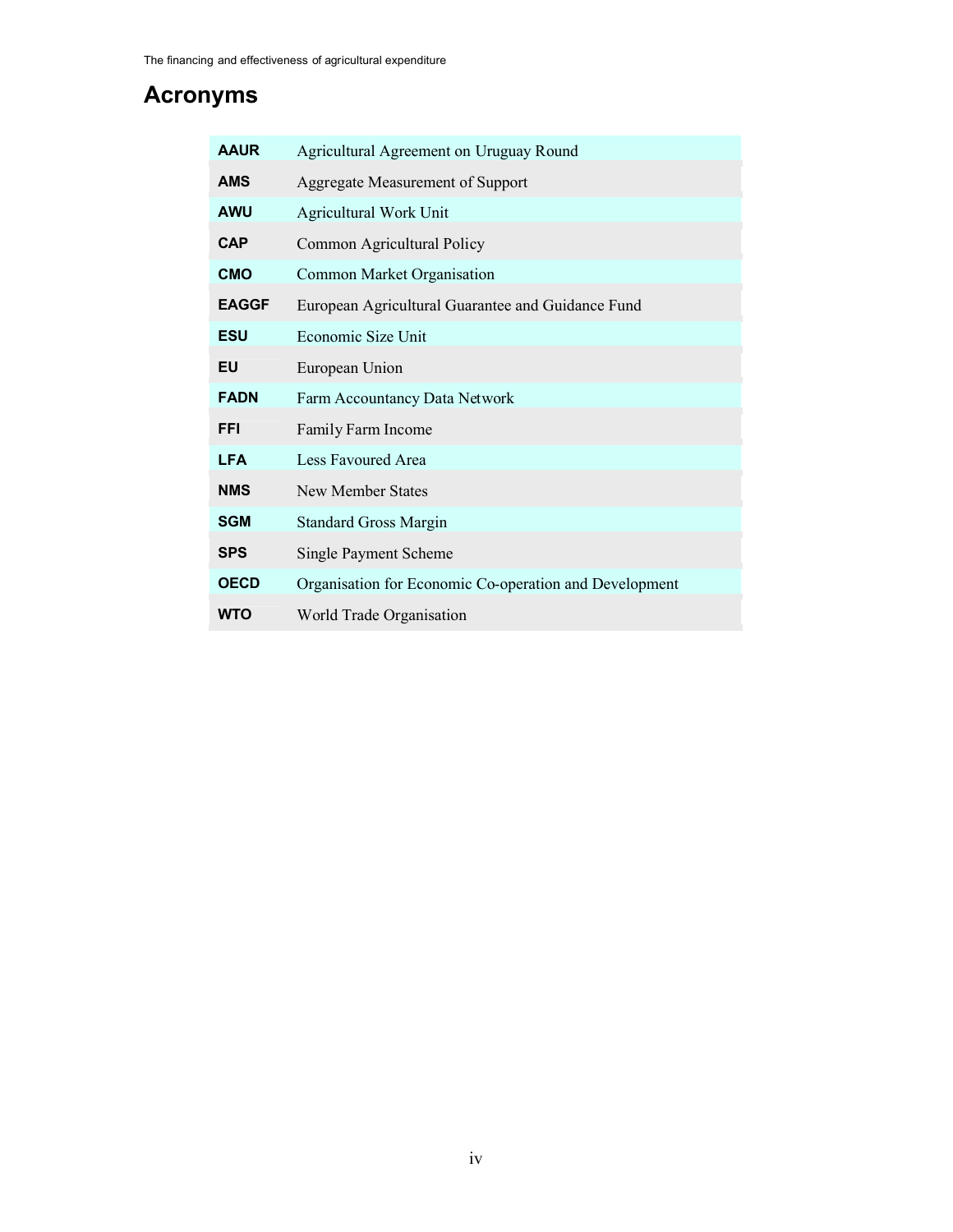# Acronyms

| | |
|---|---|
| **AAUR** | Agricultural Agreement on Uruguay Round |
| **AMS** | Aggregate Measurement of Support |
| **AWU** | Agricultural Work Unit |
| **CAP** | Common Agricultural Policy |
| **CMO** | Common Market Organisation |
| **EAGGF** | European Agricultural Guarantee and Guidance Fund |
| **ESU** | Economic Size Unit |
| **EU** | European Union |
| **FADN** | Farm Accountancy Data Network |
| **FFI** | Family Farm Income |
| **LFA** | Less Favoured Area |
| **NMS** | New Member States |
| **SGM** | Standard Gross Margin |
| **SPS** | Single Payment Scheme |
| **OECD** | Organisation for Economic Co-operation and Development |
| **WTO** | World Trade Organisation |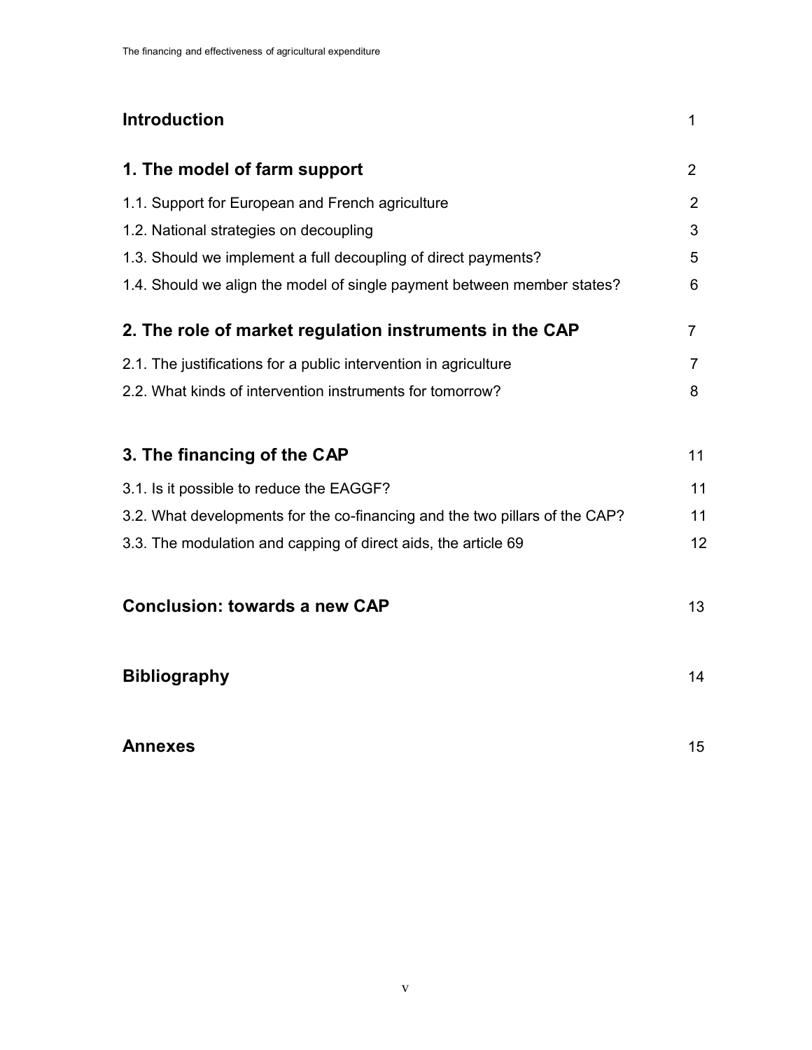| | |
|---|---|
| **Introduction** | 1 |
| **1. The model of farm support** | 2 |
| 1.1. Support for European and French agriculture | 2 |
| 1.2. National strategies on decoupling | 3 |
| 1.3. Should we implement a full decoupling of direct payments? | 5 |
| 1.4. Should we align the model of single payment between member states? | 6 |
| **2. The role of market regulation instruments in the CAP** | 7 |
| 2.1. The justifications for a public intervention in agriculture | 7 |
| 2.2. What kinds of intervention instruments for tomorrow? | 8 |
| **3. The financing of the CAP** | 11 |
| 3.1. Is it possible to reduce the EAGGF? | 11 |
| 3.2. What developments for the co-financing and the two pillars of the CAP? | 11 |
| 3.3. The modulation and capping of direct aids, the article 69 | 12 |
| **Conclusion: towards a new CAP** | 13 |
| **Bibliography** | 14 |
| **Annexes** | 15 |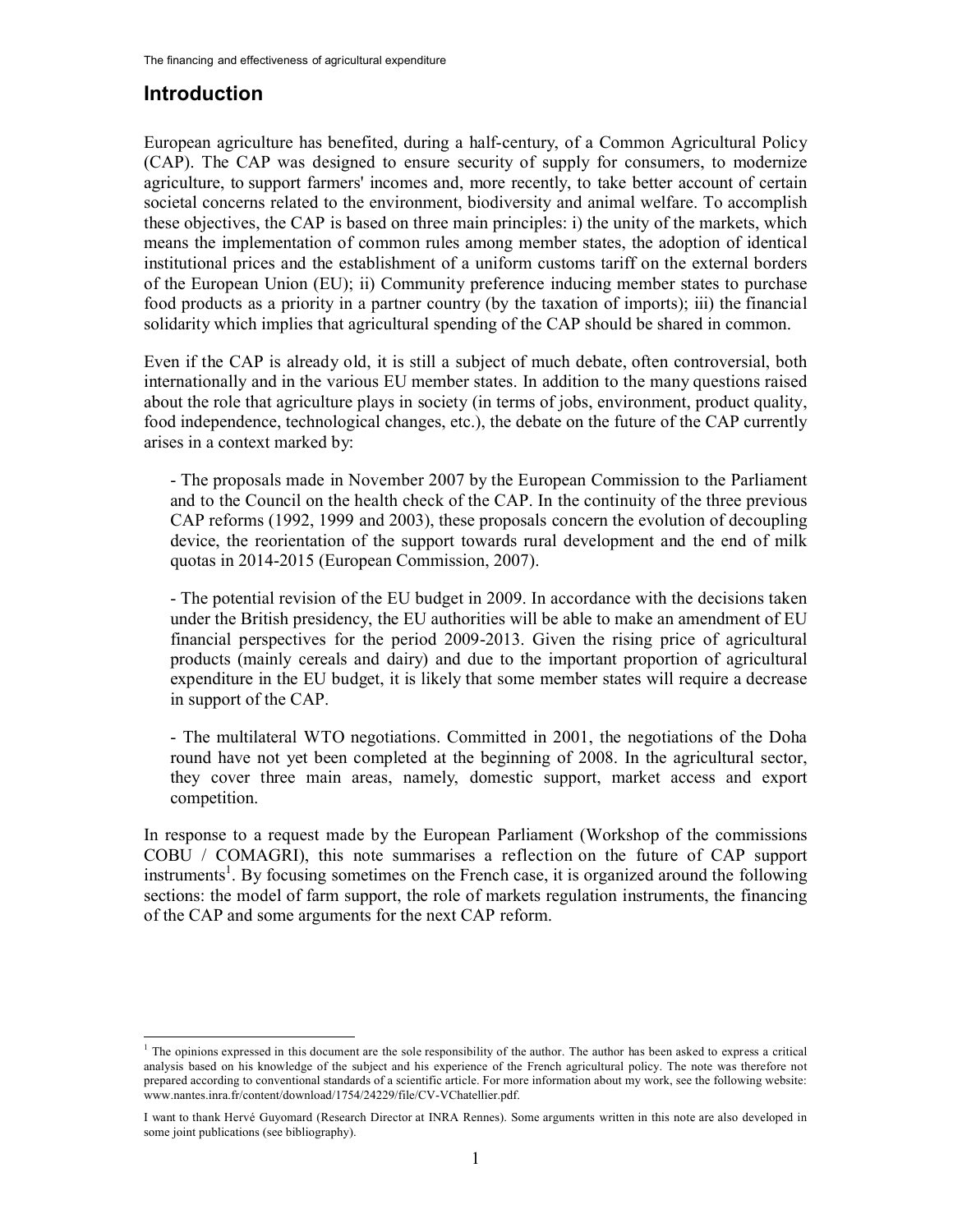## Introduction

European agriculture has benefited, during a half-century, of a Common Agricultural Policy (CAP). The CAP was designed to ensure security of supply for consumers, to modernize agriculture, to support farmers' incomes and, more recently, to take better account of certain societal concerns related to the environment, biodiversity and animal welfare. To accomplish these objectives, the CAP is based on three main principles: i) the unity of the markets, which means the implementation of common rules among member states, the adoption of identical institutional prices and the establishment of a uniform customs tariff on the external borders of the European Union (EU); ii) Community preference inducing member states to purchase food products as a priority in a partner country (by the taxation of imports); iii) the financial solidarity which implies that agricultural spending of the CAP should be shared in common.

Even if the CAP is already old, it is still a subject of much debate, often controversial, both internationally and in the various EU member states. In addition to the many questions raised about the role that agriculture plays in society (in terms of jobs, environment, product quality, food independence, technological changes, etc.), the debate on the future of the CAP currently arises in a context marked by:

- The proposals made in November 2007 by the European Commission to the Parliament and to the Council on the health check of the CAP. In the continuity of the three previous CAP reforms (1992, 1999 and 2003), these proposals concern the evolution of decoupling device, the reorientation of the support towards rural development and the end of milk quotas in 2014-2015 (European Commission, 2007).

- The potential revision of the EU budget in 2009. In accordance with the decisions taken under the British presidency, the EU authorities will be able to make an amendment of EU financial perspectives for the period 2009-2013. Given the rising price of agricultural products (mainly cereals and dairy) and due to the important proportion of agricultural expenditure in the EU budget, it is likely that some member states will require a decrease in support of the CAP.

- The multilateral WTO negotiations. Committed in 2001, the negotiations of the Doha round have not yet been completed at the beginning of 2008. In the agricultural sector, they cover three main areas, namely, domestic support, market access and export competition.

In response to a request made by the European Parliament (Workshop of the commissions COBU / COMAGRI), this note summarises a reflection on the future of CAP support instruments[1]. By focusing sometimes on the French case, it is organized around the following sections: the model of farm support, the role of markets regulation instruments, the financing of the CAP and some arguments for the next CAP reform.

---

[1] The opinions expressed in this document are the sole responsibility of the author. The author has been asked to express a critical analysis based on his knowledge of the subject and his experience of the French agricultural policy. The note was therefore not prepared according to conventional standards of a scientific article. For more information about my work, see the following website: www.nantes.inra.fr/content/download/1754/24229/file/CV-VChatellier.pdf.

I want to thank Hervé Guyomard (Research Director at INRA Rennes). Some arguments written in this note are also developed in some joint publications (see bibliography).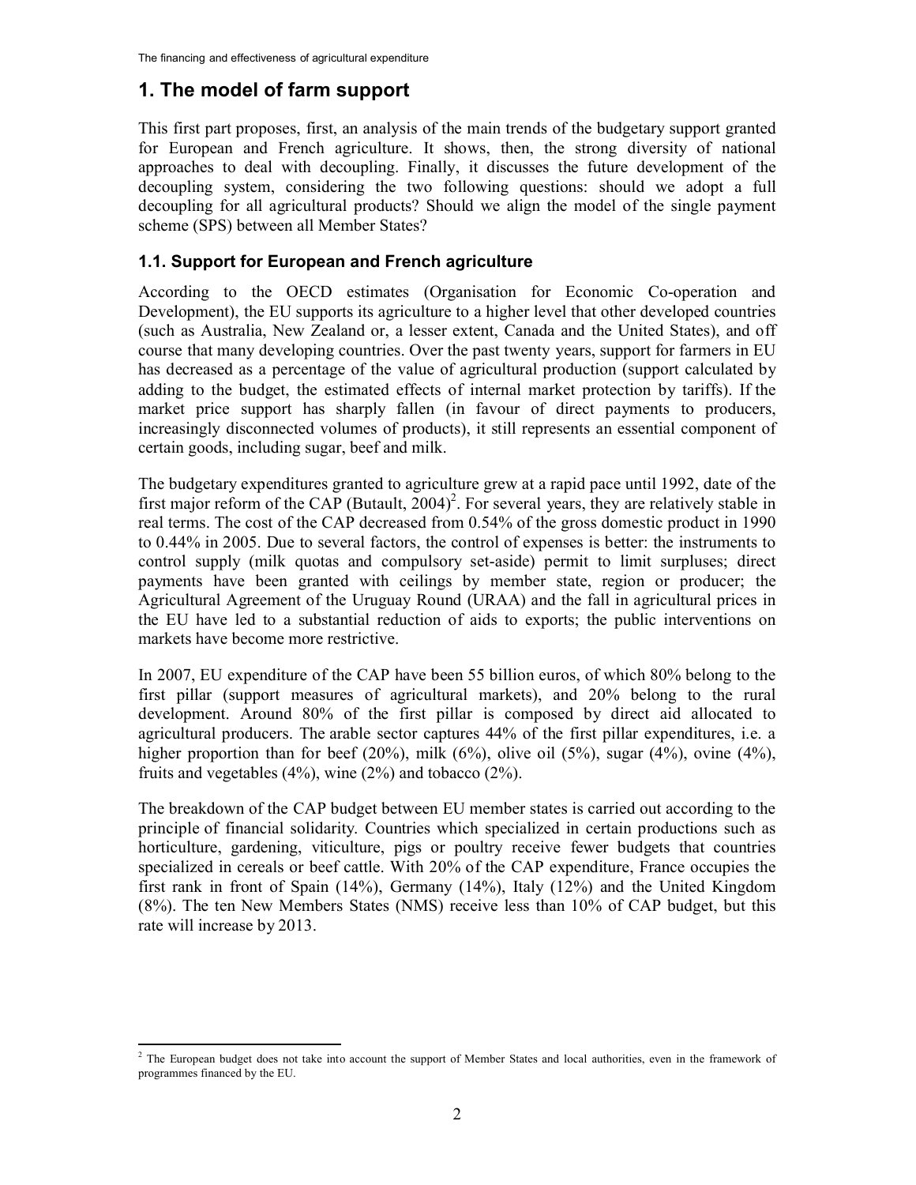# 1. The model of farm support

This first part proposes, first, an analysis of the main trends of the budgetary support granted for European and French agriculture. It shows, then, the strong diversity of national approaches to deal with decoupling. Finally, it discusses the future development of the decoupling system, considering the two following questions: should we adopt a full decoupling for all agricultural products? Should we align the model of the single payment scheme (SPS) between all Member States?

## 1.1. Support for European and French agriculture

According to the OECD estimates (Organisation for Economic Co-operation and Development), the EU supports its agriculture to a higher level that other developed countries (such as Australia, New Zealand or, a lesser extent, Canada and the United States), and off course that many developing countries. Over the past twenty years, support for farmers in EU has decreased as a percentage of the value of agricultural production (support calculated by adding to the budget, the estimated effects of internal market protection by tariffs). If the market price support has sharply fallen (in favour of direct payments to producers, increasingly disconnected volumes of products), it still represents an essential component of certain goods, including sugar, beef and milk.

The budgetary expenditures granted to agriculture grew at a rapid pace until 1992, date of the first major reform of the CAP (Butault, 2004)[2]. For several years, they are relatively stable in real terms. The cost of the CAP decreased from 0.54% of the gross domestic product in 1990 to 0.44% in 2005. Due to several factors, the control of expenses is better: the instruments to control supply (milk quotas and compulsory set-aside) permit to limit surpluses; direct payments have been granted with ceilings by member state, region or producer; the Agricultural Agreement of the Uruguay Round (URAA) and the fall in agricultural prices in the EU have led to a substantial reduction of aids to exports; the public interventions on markets have become more restrictive.

In 2007, EU expenditure of the CAP have been 55 billion euros, of which 80% belong to the first pillar (support measures of agricultural markets), and 20% belong to the rural development. Around 80% of the first pillar is composed by direct aid allocated to agricultural producers. The arable sector captures 44% of the first pillar expenditures, i.e. a higher proportion than for beef (20%), milk (6%), olive oil (5%), sugar (4%), ovine (4%), fruits and vegetables (4%), wine (2%) and tobacco (2%).

The breakdown of the CAP budget between EU member states is carried out according to the principle of financial solidarity. Countries which specialized in certain productions such as horticulture, gardening, viticulture, pigs or poultry receive fewer budgets that countries specialized in cereals or beef cattle. With 20% of the CAP expenditure, France occupies the first rank in front of Spain (14%), Germany (14%), Italy (12%) and the United Kingdom (8%). The ten New Members States (NMS) receive less than 10% of CAP budget, but this rate will increase by 2013.

---

[2] The European budget does not take into account the support of Member States and local authorities, even in the framework of programmes financed by the EU.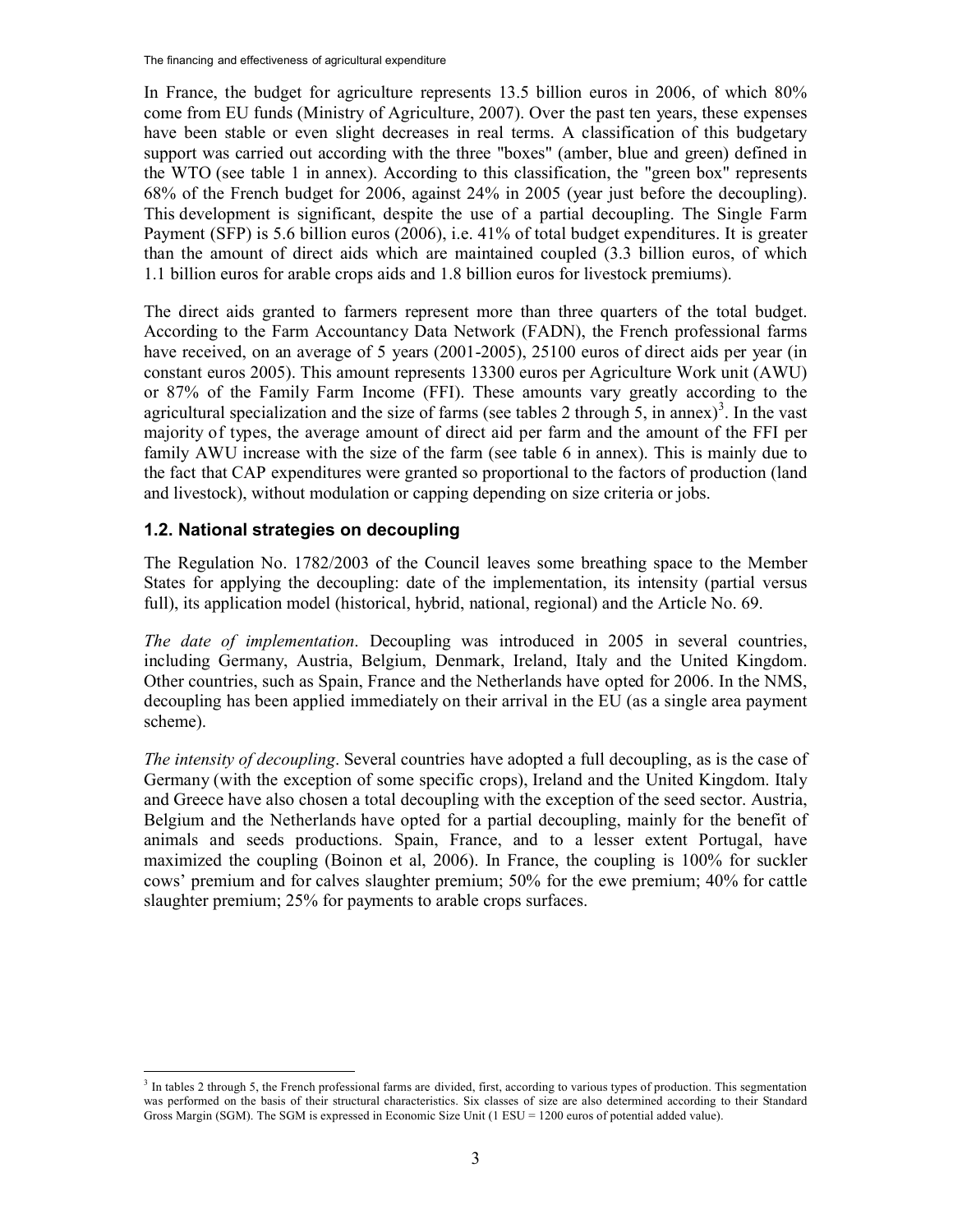In France, the budget for agriculture represents 13.5 billion euros in 2006, of which 80% come from EU funds (Ministry of Agriculture, 2007). Over the past ten years, these expenses have been stable or even slight decreases in real terms. A classification of this budgetary support was carried out according with the three "boxes" (amber, blue and green) defined in the WTO (see table 1 in annex). According to this classification, the "green box" represents 68% of the French budget for 2006, against 24% in 2005 (year just before the decoupling). This development is significant, despite the use of a partial decoupling. The Single Farm Payment (SFP) is 5.6 billion euros (2006), i.e. 41% of total budget expenditures. It is greater than the amount of direct aids which are maintained coupled (3.3 billion euros, of which 1.1 billion euros for arable crops aids and 1.8 billion euros for livestock premiums).

The direct aids granted to farmers represent more than three quarters of the total budget. According to the Farm Accountancy Data Network (FADN), the French professional farms have received, on an average of 5 years (2001-2005), 25100 euros of direct aids per year (in constant euros 2005). This amount represents 13300 euros per Agriculture Work unit (AWU) or 87% of the Family Farm Income (FFI). These amounts vary greatly according to the agricultural specialization and the size of farms (see tables 2 through 5, in annex)[3]. In the vast majority of types, the average amount of direct aid per farm and the amount of the FFI per family AWU increase with the size of the farm (see table 6 in annex). This is mainly due to the fact that CAP expenditures were granted so proportional to the factors of production (land and livestock), without modulation or capping depending on size criteria or jobs.

## 1.2. National strategies on decoupling

The Regulation No. 1782/2003 of the Council leaves some breathing space to the Member States for applying the decoupling: date of the implementation, its intensity (partial versus full), its application model (historical, hybrid, national, regional) and the Article No. 69.

*The date of implementation*. Decoupling was introduced in 2005 in several countries, including Germany, Austria, Belgium, Denmark, Ireland, Italy and the United Kingdom. Other countries, such as Spain, France and the Netherlands have opted for 2006. In the NMS, decoupling has been applied immediately on their arrival in the EU (as a single area payment scheme).

*The intensity of decoupling*. Several countries have adopted a full decoupling, as is the case of Germany (with the exception of some specific crops), Ireland and the United Kingdom. Italy and Greece have also chosen a total decoupling with the exception of the seed sector. Austria, Belgium and the Netherlands have opted for a partial decoupling, mainly for the benefit of animals and seeds productions. Spain, France, and to a lesser extent Portugal, have maximized the coupling (Boinon et al, 2006). In France, the coupling is 100% for suckler cows' premium and for calves slaughter premium; 50% for the ewe premium; 40% for cattle slaughter premium; 25% for payments to arable crops surfaces.

---

[3] In tables 2 through 5, the French professional farms are divided, first, according to various types of production. This segmentation was performed on the basis of their structural characteristics. Six classes of size are also determined according to their Standard Gross Margin (SGM). The SGM is expressed in Economic Size Unit (1 ESU = 1200 euros of potential added value).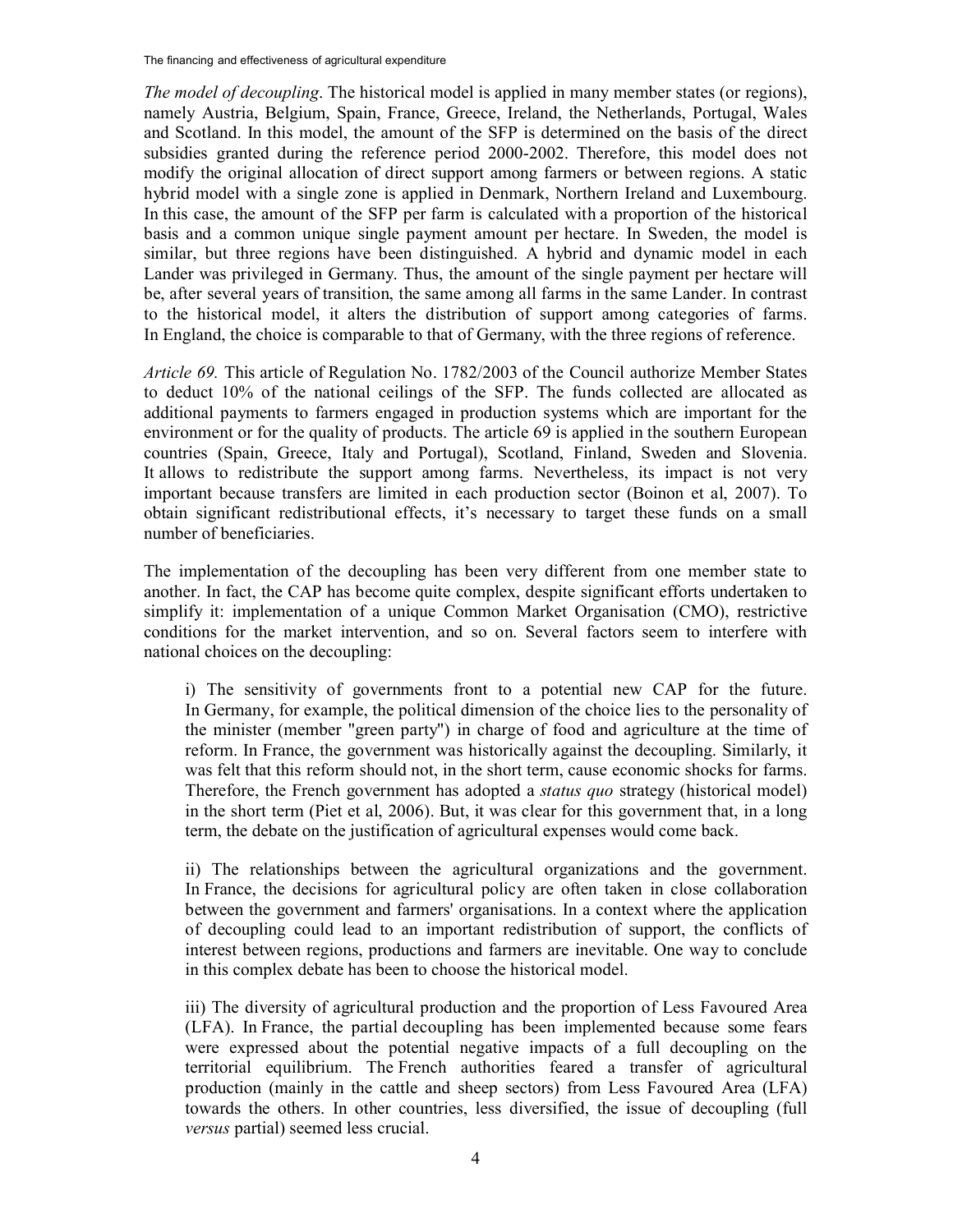*The model of decoupling*. The historical model is applied in many member states (or regions), namely Austria, Belgium, Spain, France, Greece, Ireland, the Netherlands, Portugal, Wales and Scotland. In this model, the amount of the SFP is determined on the basis of the direct subsidies granted during the reference period 2000-2002. Therefore, this model does not modify the original allocation of direct support among farmers or between regions. A static hybrid model with a single zone is applied in Denmark, Northern Ireland and Luxembourg. In this case, the amount of the SFP per farm is calculated with a proportion of the historical basis and a common unique single payment amount per hectare. In Sweden, the model is similar, but three regions have been distinguished. A hybrid and dynamic model in each Lander was privileged in Germany. Thus, the amount of the single payment per hectare will be, after several years of transition, the same among all farms in the same Lander. In contrast to the historical model, it alters the distribution of support among categories of farms. In England, the choice is comparable to that of Germany, with the three regions of reference.

*Article 69.* This article of Regulation No. 1782/2003 of the Council authorize Member States to deduct 10% of the national ceilings of the SFP. The funds collected are allocated as additional payments to farmers engaged in production systems which are important for the environment or for the quality of products. The article 69 is applied in the southern European countries (Spain, Greece, Italy and Portugal), Scotland, Finland, Sweden and Slovenia. It allows to redistribute the support among farms. Nevertheless, its impact is not very important because transfers are limited in each production sector (Boinon et al, 2007). To obtain significant redistributional effects, it's necessary to target these funds on a small number of beneficiaries.

The implementation of the decoupling has been very different from one member state to another. In fact, the CAP has become quite complex, despite significant efforts undertaken to simplify it: implementation of a unique Common Market Organisation (CMO), restrictive conditions for the market intervention, and so on. Several factors seem to interfere with national choices on the decoupling:

i) The sensitivity of governments front to a potential new CAP for the future. In Germany, for example, the political dimension of the choice lies to the personality of the minister (member "green party") in charge of food and agriculture at the time of reform. In France, the government was historically against the decoupling. Similarly, it was felt that this reform should not, in the short term, cause economic shocks for farms. Therefore, the French government has adopted a *status quo* strategy (historical model) in the short term (Piet et al, 2006). But, it was clear for this government that, in a long term, the debate on the justification of agricultural expenses would come back.

ii) The relationships between the agricultural organizations and the government. In France, the decisions for agricultural policy are often taken in close collaboration between the government and farmers' organisations. In a context where the application of decoupling could lead to an important redistribution of support, the conflicts of interest between regions, productions and farmers are inevitable. One way to conclude in this complex debate has been to choose the historical model.

iii) The diversity of agricultural production and the proportion of Less Favoured Area (LFA). In France, the partial decoupling has been implemented because some fears were expressed about the potential negative impacts of a full decoupling on the territorial equilibrium. The French authorities feared a transfer of agricultural production (mainly in the cattle and sheep sectors) from Less Favoured Area (LFA) towards the others. In other countries, less diversified, the issue of decoupling (full *versus* partial) seemed less crucial.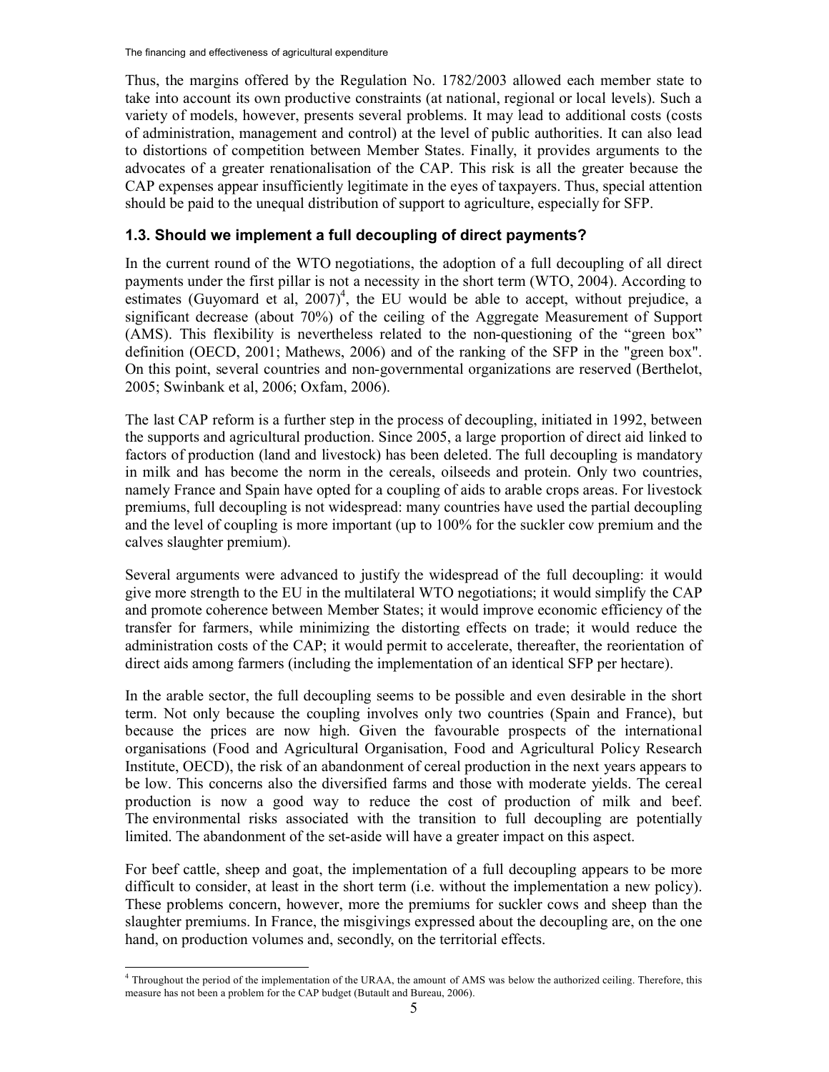Thus, the margins offered by the Regulation No. 1782/2003 allowed each member state to take into account its own productive constraints (at national, regional or local levels). Such a variety of models, however, presents several problems. It may lead to additional costs (costs of administration, management and control) at the level of public authorities. It can also lead to distortions of competition between Member States. Finally, it provides arguments to the advocates of a greater renationalisation of the CAP. This risk is all the greater because the CAP expenses appear insufficiently legitimate in the eyes of taxpayers. Thus, special attention should be paid to the unequal distribution of support to agriculture, especially for SFP.

### 1.3. Should we implement a full decoupling of direct payments?

In the current round of the WTO negotiations, the adoption of a full decoupling of all direct payments under the first pillar is not a necessity in the short term (WTO, 2004). According to estimates (Guyomard et al, 2007)[4], the EU would be able to accept, without prejudice, a significant decrease (about 70%) of the ceiling of the Aggregate Measurement of Support (AMS). This flexibility is nevertheless related to the non-questioning of the "green box" definition (OECD, 2001; Mathews, 2006) and of the ranking of the SFP in the "green box". On this point, several countries and non-governmental organizations are reserved (Berthelot, 2005; Swinbank et al, 2006; Oxfam, 2006).

The last CAP reform is a further step in the process of decoupling, initiated in 1992, between the supports and agricultural production. Since 2005, a large proportion of direct aid linked to factors of production (land and livestock) has been deleted. The full decoupling is mandatory in milk and has become the norm in the cereals, oilseeds and protein. Only two countries, namely France and Spain have opted for a coupling of aids to arable crops areas. For livestock premiums, full decoupling is not widespread: many countries have used the partial decoupling and the level of coupling is more important (up to 100% for the suckler cow premium and the calves slaughter premium).

Several arguments were advanced to justify the widespread of the full decoupling: it would give more strength to the EU in the multilateral WTO negotiations; it would simplify the CAP and promote coherence between Member States; it would improve economic efficiency of the transfer for farmers, while minimizing the distorting effects on trade; it would reduce the administration costs of the CAP; it would permit to accelerate, thereafter, the reorientation of direct aids among farmers (including the implementation of an identical SFP per hectare).

In the arable sector, the full decoupling seems to be possible and even desirable in the short term. Not only because the coupling involves only two countries (Spain and France), but because the prices are now high. Given the favourable prospects of the international organisations (Food and Agricultural Organisation, Food and Agricultural Policy Research Institute, OECD), the risk of an abandonment of cereal production in the next years appears to be low. This concerns also the diversified farms and those with moderate yields. The cereal production is now a good way to reduce the cost of production of milk and beef. The environmental risks associated with the transition to full decoupling are potentially limited. The abandonment of the set-aside will have a greater impact on this aspect.

For beef cattle, sheep and goat, the implementation of a full decoupling appears to be more difficult to consider, at least in the short term (i.e. without the implementation a new policy). These problems concern, however, more the premiums for suckler cows and sheep than the slaughter premiums. In France, the misgivings expressed about the decoupling are, on the one hand, on production volumes and, secondly, on the territorial effects.

---

[4] Throughout the period of the implementation of the URAA, the amount of AMS was below the authorized ceiling. Therefore, this measure has not been a problem for the CAP budget (Butault and Bureau, 2006).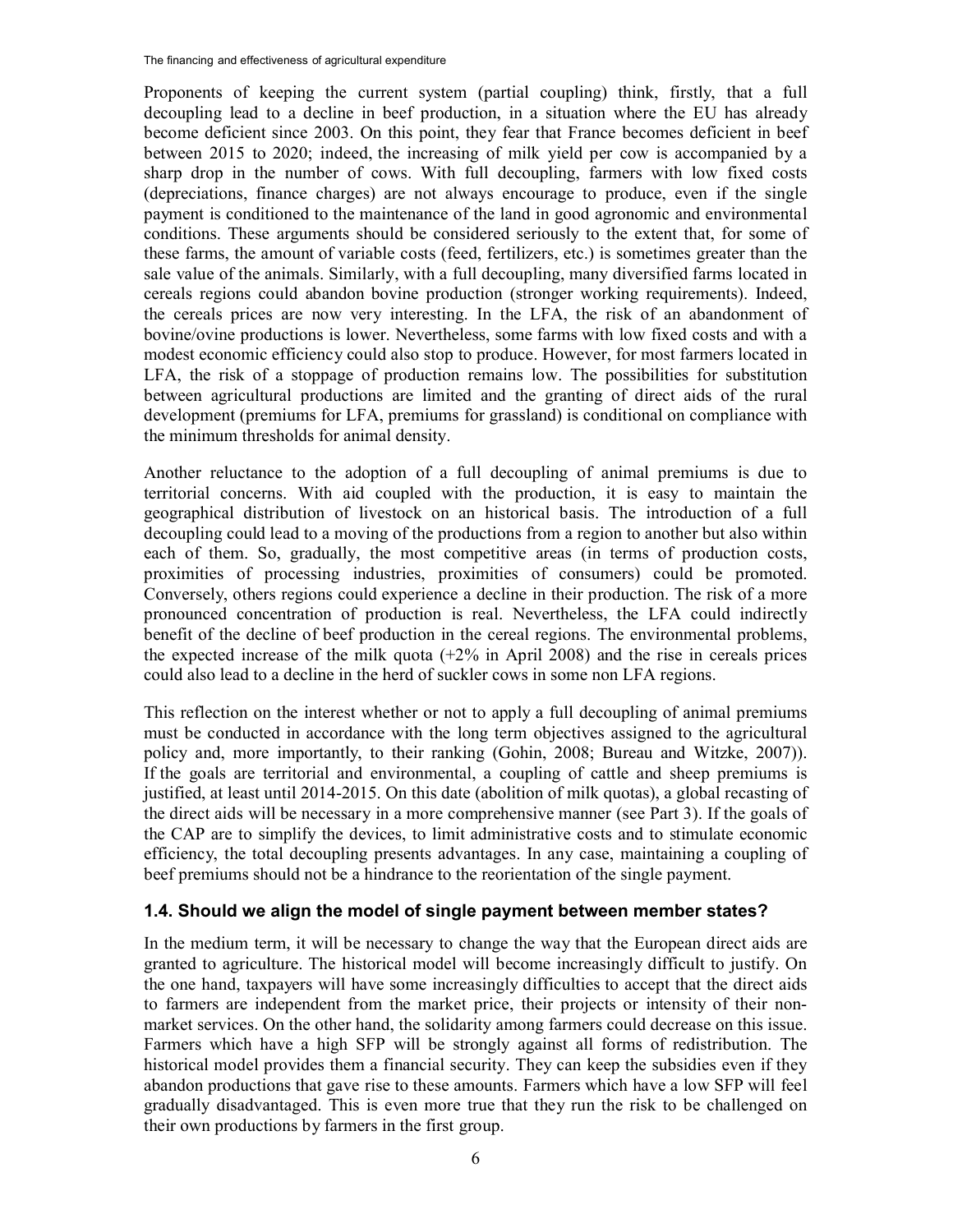Proponents of keeping the current system (partial coupling) think, firstly, that a full decoupling lead to a decline in beef production, in a situation where the EU has already become deficient since 2003. On this point, they fear that France becomes deficient in beef between 2015 to 2020; indeed, the increasing of milk yield per cow is accompanied by a sharp drop in the number of cows. With full decoupling, farmers with low fixed costs (depreciations, finance charges) are not always encourage to produce, even if the single payment is conditioned to the maintenance of the land in good agronomic and environmental conditions. These arguments should be considered seriously to the extent that, for some of these farms, the amount of variable costs (feed, fertilizers, etc.) is sometimes greater than the sale value of the animals. Similarly, with a full decoupling, many diversified farms located in cereals regions could abandon bovine production (stronger working requirements). Indeed, the cereals prices are now very interesting. In the LFA, the risk of an abandonment of bovine/ovine productions is lower. Nevertheless, some farms with low fixed costs and with a modest economic efficiency could also stop to produce. However, for most farmers located in LFA, the risk of a stoppage of production remains low. The possibilities for substitution between agricultural productions are limited and the granting of direct aids of the rural development (premiums for LFA, premiums for grassland) is conditional on compliance with the minimum thresholds for animal density.

Another reluctance to the adoption of a full decoupling of animal premiums is due to territorial concerns. With aid coupled with the production, it is easy to maintain the geographical distribution of livestock on an historical basis. The introduction of a full decoupling could lead to a moving of the productions from a region to another but also within each of them. So, gradually, the most competitive areas (in terms of production costs, proximities of processing industries, proximities of consumers) could be promoted. Conversely, others regions could experience a decline in their production. The risk of a more pronounced concentration of production is real. Nevertheless, the LFA could indirectly benefit of the decline of beef production in the cereal regions. The environmental problems, the expected increase of the milk quota (+2% in April 2008) and the rise in cereals prices could also lead to a decline in the herd of suckler cows in some non LFA regions.

This reflection on the interest whether or not to apply a full decoupling of animal premiums must be conducted in accordance with the long term objectives assigned to the agricultural policy and, more importantly, to their ranking (Gohin, 2008; Bureau and Witzke, 2007)). If the goals are territorial and environmental, a coupling of cattle and sheep premiums is justified, at least until 2014-2015. On this date (abolition of milk quotas), a global recasting of the direct aids will be necessary in a more comprehensive manner (see Part 3). If the goals of the CAP are to simplify the devices, to limit administrative costs and to stimulate economic efficiency, the total decoupling presents advantages. In any case, maintaining a coupling of beef premiums should not be a hindrance to the reorientation of the single payment.

### 1.4. Should we align the model of single payment between member states?

In the medium term, it will be necessary to change the way that the European direct aids are granted to agriculture. The historical model will become increasingly difficult to justify. On the one hand, taxpayers will have some increasingly difficulties to accept that the direct aids to farmers are independent from the market price, their projects or intensity of their non-market services. On the other hand, the solidarity among farmers could decrease on this issue. Farmers which have a high SFP will be strongly against all forms of redistribution. The historical model provides them a financial security. They can keep the subsidies even if they abandon productions that gave rise to these amounts. Farmers which have a low SFP will feel gradually disadvantaged. This is even more true that they run the risk to be challenged on their own productions by farmers in the first group.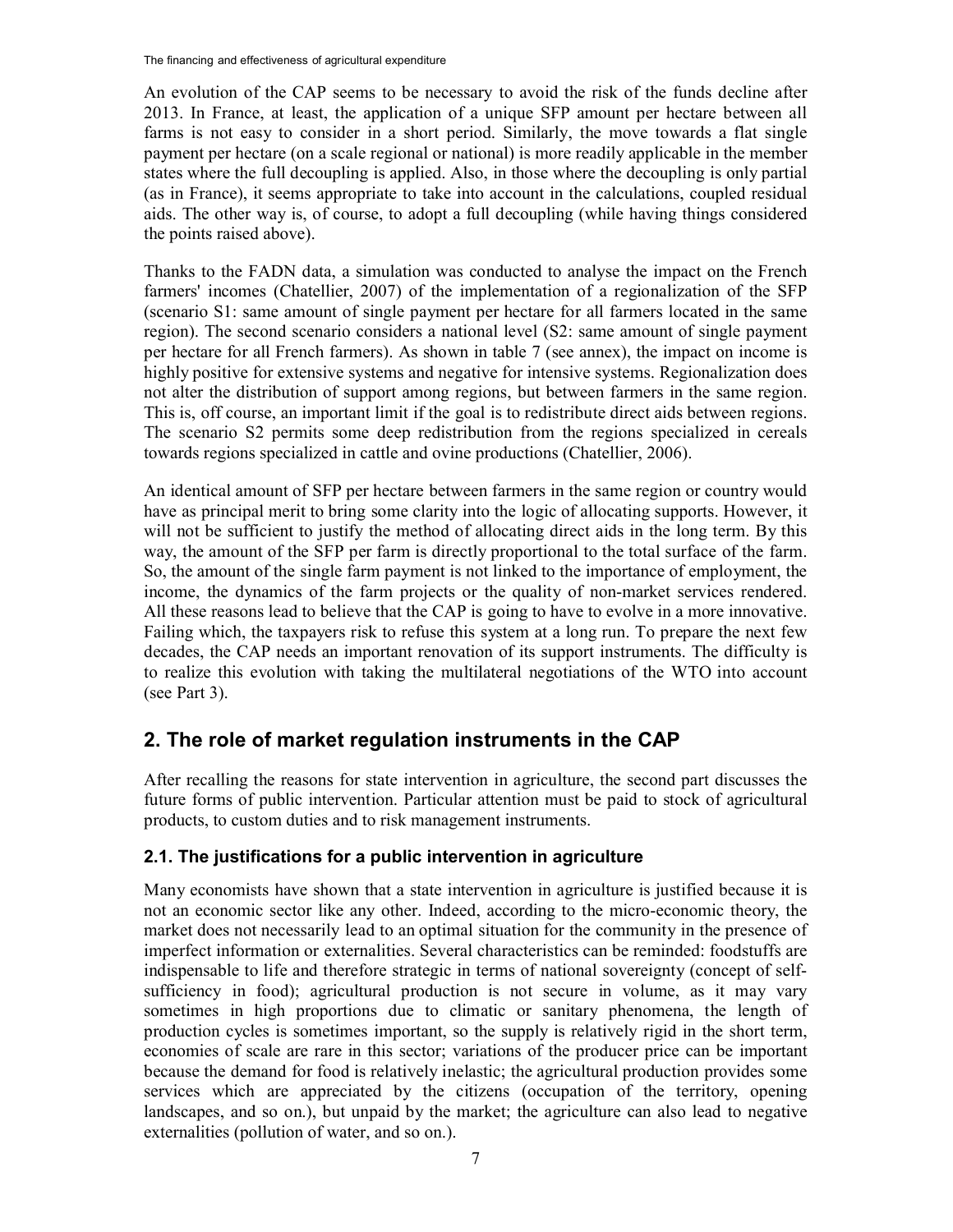An evolution of the CAP seems to be necessary to avoid the risk of the funds decline after 2013. In France, at least, the application of a unique SFP amount per hectare between all farms is not easy to consider in a short period. Similarly, the move towards a flat single payment per hectare (on a scale regional or national) is more readily applicable in the member states where the full decoupling is applied. Also, in those where the decoupling is only partial (as in France), it seems appropriate to take into account in the calculations, coupled residual aids. The other way is, of course, to adopt a full decoupling (while having things considered the points raised above).

Thanks to the FADN data, a simulation was conducted to analyse the impact on the French farmers' incomes (Chatellier, 2007) of the implementation of a regionalization of the SFP (scenario S1: same amount of single payment per hectare for all farmers located in the same region). The second scenario considers a national level (S2: same amount of single payment per hectare for all French farmers). As shown in table 7 (see annex), the impact on income is highly positive for extensive systems and negative for intensive systems. Regionalization does not alter the distribution of support among regions, but between farmers in the same region. This is, off course, an important limit if the goal is to redistribute direct aids between regions. The scenario S2 permits some deep redistribution from the regions specialized in cereals towards regions specialized in cattle and ovine productions (Chatellier, 2006).

An identical amount of SFP per hectare between farmers in the same region or country would have as principal merit to bring some clarity into the logic of allocating supports. However, it will not be sufficient to justify the method of allocating direct aids in the long term. By this way, the amount of the SFP per farm is directly proportional to the total surface of the farm. So, the amount of the single farm payment is not linked to the importance of employment, the income, the dynamics of the farm projects or the quality of non-market services rendered. All these reasons lead to believe that the CAP is going to have to evolve in a more innovative. Failing which, the taxpayers risk to refuse this system at a long run. To prepare the next few decades, the CAP needs an important renovation of its support instruments. The difficulty is to realize this evolution with taking the multilateral negotiations of the WTO into account (see Part 3).

## 2. The role of market regulation instruments in the CAP

After recalling the reasons for state intervention in agriculture, the second part discusses the future forms of public intervention. Particular attention must be paid to stock of agricultural products, to custom duties and to risk management instruments.

### 2.1. The justifications for a public intervention in agriculture

Many economists have shown that a state intervention in agriculture is justified because it is not an economic sector like any other. Indeed, according to the micro-economic theory, the market does not necessarily lead to an optimal situation for the community in the presence of imperfect information or externalities. Several characteristics can be reminded: foodstuffs are indispensable to life and therefore strategic in terms of national sovereignty (concept of self-sufficiency in food); agricultural production is not secure in volume, as it may vary sometimes in high proportions due to climatic or sanitary phenomena, the length of production cycles is sometimes important, so the supply is relatively rigid in the short term, economies of scale are rare in this sector; variations of the producer price can be important because the demand for food is relatively inelastic; the agricultural production provides some services which are appreciated by the citizens (occupation of the territory, opening landscapes, and so on.), but unpaid by the market; the agriculture can also lead to negative externalities (pollution of water, and so on.).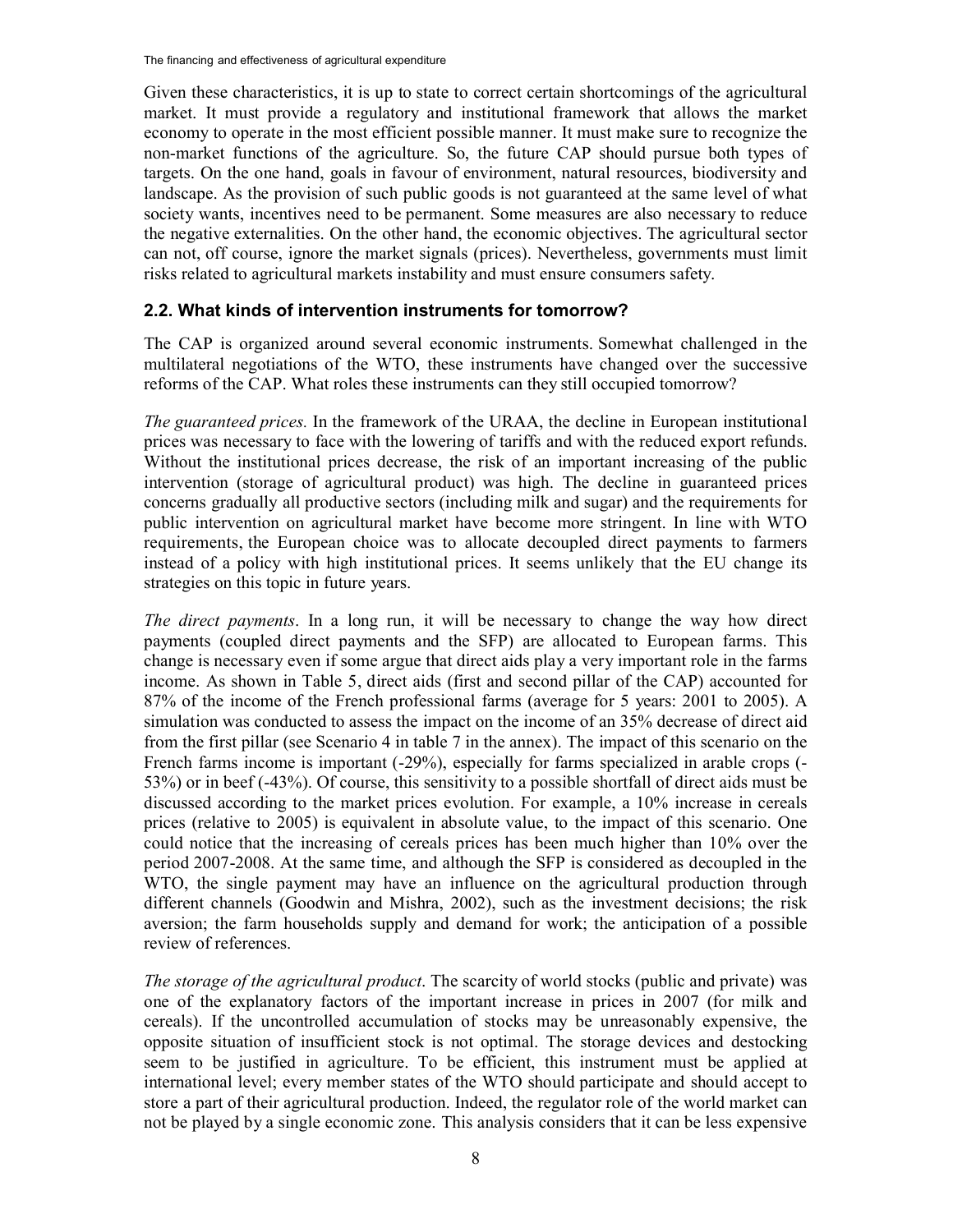Given these characteristics, it is up to state to correct certain shortcomings of the agricultural market. It must provide a regulatory and institutional framework that allows the market economy to operate in the most efficient possible manner. It must make sure to recognize the non-market functions of the agriculture. So, the future CAP should pursue both types of targets. On the one hand, goals in favour of environment, natural resources, biodiversity and landscape. As the provision of such public goods is not guaranteed at the same level of what society wants, incentives need to be permanent. Some measures are also necessary to reduce the negative externalities. On the other hand, the economic objectives. The agricultural sector can not, off course, ignore the market signals (prices). Nevertheless, governments must limit risks related to agricultural markets instability and must ensure consumers safety.

## 2.2. What kinds of intervention instruments for tomorrow?

The CAP is organized around several economic instruments. Somewhat challenged in the multilateral negotiations of the WTO, these instruments have changed over the successive reforms of the CAP. What roles these instruments can they still occupied tomorrow?

*The guaranteed prices.* In the framework of the URAA, the decline in European institutional prices was necessary to face with the lowering of tariffs and with the reduced export refunds. Without the institutional prices decrease, the risk of an important increasing of the public intervention (storage of agricultural product) was high. The decline in guaranteed prices concerns gradually all productive sectors (including milk and sugar) and the requirements for public intervention on agricultural market have become more stringent. In line with WTO requirements, the European choice was to allocate decoupled direct payments to farmers instead of a policy with high institutional prices. It seems unlikely that the EU change its strategies on this topic in future years.

*The direct payments*. In a long run, it will be necessary to change the way how direct payments (coupled direct payments and the SFP) are allocated to European farms. This change is necessary even if some argue that direct aids play a very important role in the farms income. As shown in Table 5, direct aids (first and second pillar of the CAP) accounted for 87% of the income of the French professional farms (average for 5 years: 2001 to 2005). A simulation was conducted to assess the impact on the income of an 35% decrease of direct aid from the first pillar (see Scenario 4 in table 7 in the annex). The impact of this scenario on the French farms income is important (-29%), especially for farms specialized in arable crops (-53%) or in beef (-43%). Of course, this sensitivity to a possible shortfall of direct aids must be discussed according to the market prices evolution. For example, a 10% increase in cereals prices (relative to 2005) is equivalent in absolute value, to the impact of this scenario. One could notice that the increasing of cereals prices has been much higher than 10% over the period 2007-2008. At the same time, and although the SFP is considered as decoupled in the WTO, the single payment may have an influence on the agricultural production through different channels (Goodwin and Mishra, 2002), such as the investment decisions; the risk aversion; the farm households supply and demand for work; the anticipation of a possible review of references.

*The storage of the agricultural product*. The scarcity of world stocks (public and private) was one of the explanatory factors of the important increase in prices in 2007 (for milk and cereals). If the uncontrolled accumulation of stocks may be unreasonably expensive, the opposite situation of insufficient stock is not optimal. The storage devices and destocking seem to be justified in agriculture. To be efficient, this instrument must be applied at international level; every member states of the WTO should participate and should accept to store a part of their agricultural production. Indeed, the regulator role of the world market can not be played by a single economic zone. This analysis considers that it can be less expensive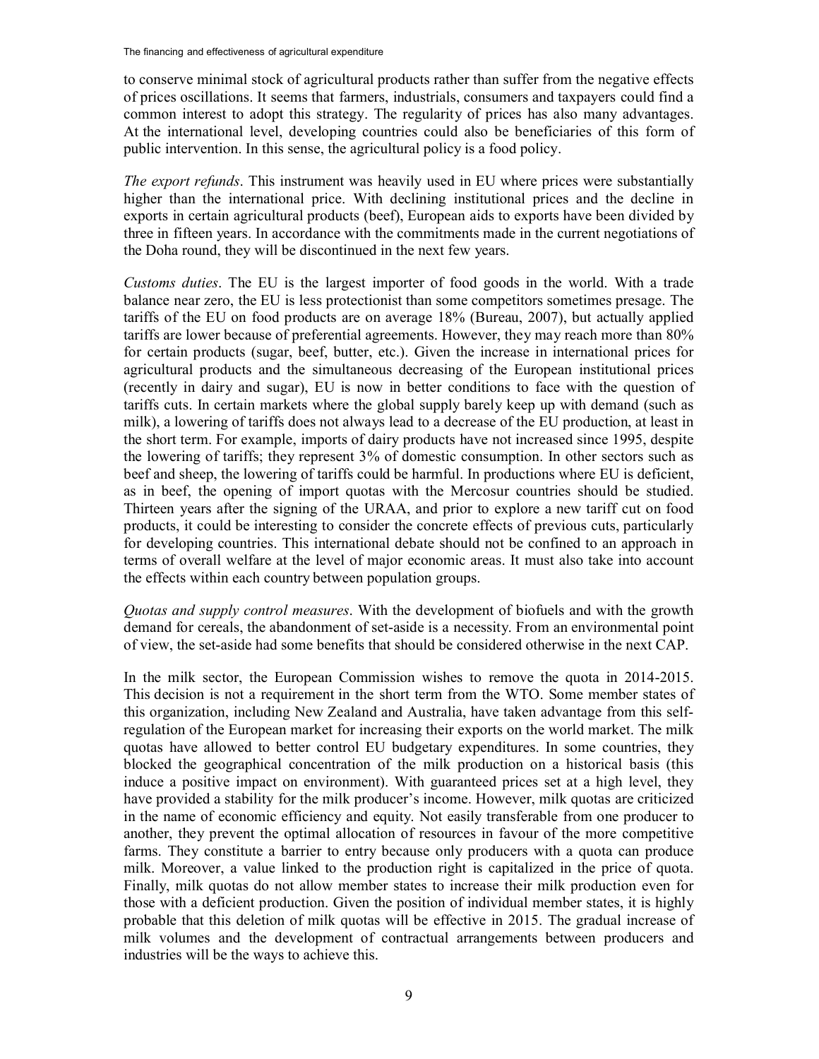to conserve minimal stock of agricultural products rather than suffer from the negative effects of prices oscillations. It seems that farmers, industrials, consumers and taxpayers could find a common interest to adopt this strategy. The regularity of prices has also many advantages. At the international level, developing countries could also be beneficiaries of this form of public intervention. In this sense, the agricultural policy is a food policy.

*The export refunds*. This instrument was heavily used in EU where prices were substantially higher than the international price. With declining institutional prices and the decline in exports in certain agricultural products (beef), European aids to exports have been divided by three in fifteen years. In accordance with the commitments made in the current negotiations of the Doha round, they will be discontinued in the next few years.

*Customs duties*. The EU is the largest importer of food goods in the world. With a trade balance near zero, the EU is less protectionist than some competitors sometimes presage. The tariffs of the EU on food products are on average 18% (Bureau, 2007), but actually applied tariffs are lower because of preferential agreements. However, they may reach more than 80% for certain products (sugar, beef, butter, etc.). Given the increase in international prices for agricultural products and the simultaneous decreasing of the European institutional prices (recently in dairy and sugar), EU is now in better conditions to face with the question of tariffs cuts. In certain markets where the global supply barely keep up with demand (such as milk), a lowering of tariffs does not always lead to a decrease of the EU production, at least in the short term. For example, imports of dairy products have not increased since 1995, despite the lowering of tariffs; they represent 3% of domestic consumption. In other sectors such as beef and sheep, the lowering of tariffs could be harmful. In productions where EU is deficient, as in beef, the opening of import quotas with the Mercosur countries should be studied. Thirteen years after the signing of the URAA, and prior to explore a new tariff cut on food products, it could be interesting to consider the concrete effects of previous cuts, particularly for developing countries. This international debate should not be confined to an approach in terms of overall welfare at the level of major economic areas. It must also take into account the effects within each country between population groups.

*Quotas and supply control measures*. With the development of biofuels and with the growth demand for cereals, the abandonment of set-aside is a necessity. From an environmental point of view, the set-aside had some benefits that should be considered otherwise in the next CAP.

In the milk sector, the European Commission wishes to remove the quota in 2014-2015. This decision is not a requirement in the short term from the WTO. Some member states of this organization, including New Zealand and Australia, have taken advantage from this self-regulation of the European market for increasing their exports on the world market. The milk quotas have allowed to better control EU budgetary expenditures. In some countries, they blocked the geographical concentration of the milk production on a historical basis (this induce a positive impact on environment). With guaranteed prices set at a high level, they have provided a stability for the milk producer's income. However, milk quotas are criticized in the name of economic efficiency and equity. Not easily transferable from one producer to another, they prevent the optimal allocation of resources in favour of the more competitive farms. They constitute a barrier to entry because only producers with a quota can produce milk. Moreover, a value linked to the production right is capitalized in the price of quota. Finally, milk quotas do not allow member states to increase their milk production even for those with a deficient production. Given the position of individual member states, it is highly probable that this deletion of milk quotas will be effective in 2015. The gradual increase of milk volumes and the development of contractual arrangements between producers and industries will be the ways to achieve this.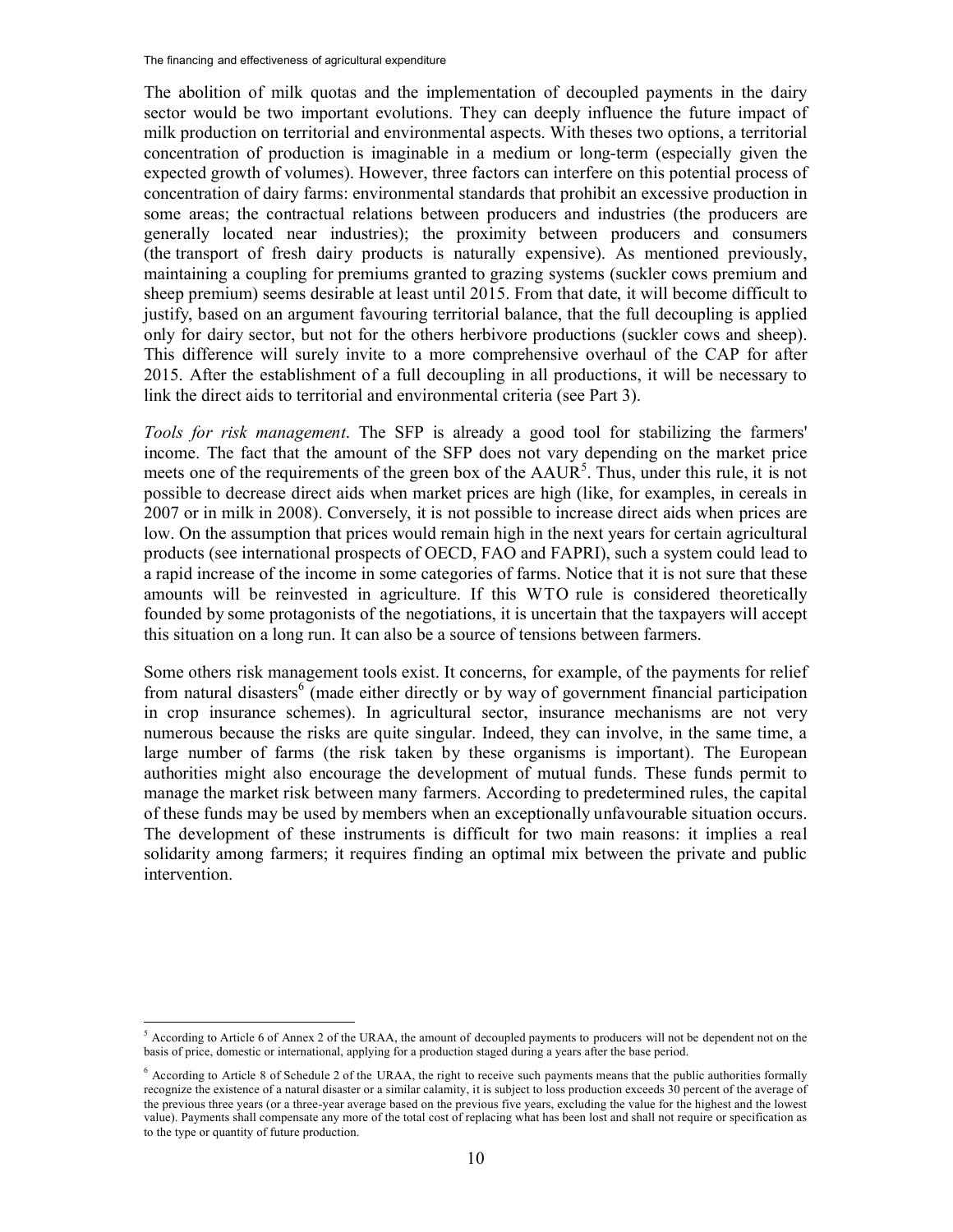The abolition of milk quotas and the implementation of decoupled payments in the dairy sector would be two important evolutions. They can deeply influence the future impact of milk production on territorial and environmental aspects. With theses two options, a territorial concentration of production is imaginable in a medium or long-term (especially given the expected growth of volumes). However, three factors can interfere on this potential process of concentration of dairy farms: environmental standards that prohibit an excessive production in some areas; the contractual relations between producers and industries (the producers are generally located near industries); the proximity between producers and consumers (the transport of fresh dairy products is naturally expensive). As mentioned previously, maintaining a coupling for premiums granted to grazing systems (suckler cows premium and sheep premium) seems desirable at least until 2015. From that date, it will become difficult to justify, based on an argument favouring territorial balance, that the full decoupling is applied only for dairy sector, but not for the others herbivore productions (suckler cows and sheep). This difference will surely invite to a more comprehensive overhaul of the CAP for after 2015. After the establishment of a full decoupling in all productions, it will be necessary to link the direct aids to territorial and environmental criteria (see Part 3).

*Tools for risk management*. The SFP is already a good tool for stabilizing the farmers' income. The fact that the amount of the SFP does not vary depending on the market price meets one of the requirements of the green box of the AAUR[5]. Thus, under this rule, it is not possible to decrease direct aids when market prices are high (like, for examples, in cereals in 2007 or in milk in 2008). Conversely, it is not possible to increase direct aids when prices are low. On the assumption that prices would remain high in the next years for certain agricultural products (see international prospects of OECD, FAO and FAPRI), such a system could lead to a rapid increase of the income in some categories of farms. Notice that it is not sure that these amounts will be reinvested in agriculture. If this WTO rule is considered theoretically founded by some protagonists of the negotiations, it is uncertain that the taxpayers will accept this situation on a long run. It can also be a source of tensions between farmers.

Some others risk management tools exist. It concerns, for example, of the payments for relief from natural disasters[6] (made either directly or by way of government financial participation in crop insurance schemes). In agricultural sector, insurance mechanisms are not very numerous because the risks are quite singular. Indeed, they can involve, in the same time, a large number of farms (the risk taken by these organisms is important). The European authorities might also encourage the development of mutual funds. These funds permit to manage the market risk between many farmers. According to predetermined rules, the capital of these funds may be used by members when an exceptionally unfavourable situation occurs. The development of these instruments is difficult for two main reasons: it implies a real solidarity among farmers; it requires finding an optimal mix between the private and public intervention.

---

[5] According to Article 6 of Annex 2 of the URAA, the amount of decoupled payments to producers will not be dependent not on the basis of price, domestic or international, applying for a production staged during a years after the base period.

[6] According to Article 8 of Schedule 2 of the URAA, the right to receive such payments means that the public authorities formally recognize the existence of a natural disaster or a similar calamity, it is subject to loss production exceeds 30 percent of the average of the previous three years (or a three-year average based on the previous five years, excluding the value for the highest and the lowest value). Payments shall compensate any more of the total cost of replacing what has been lost and shall not require or specification as to the type or quantity of future production.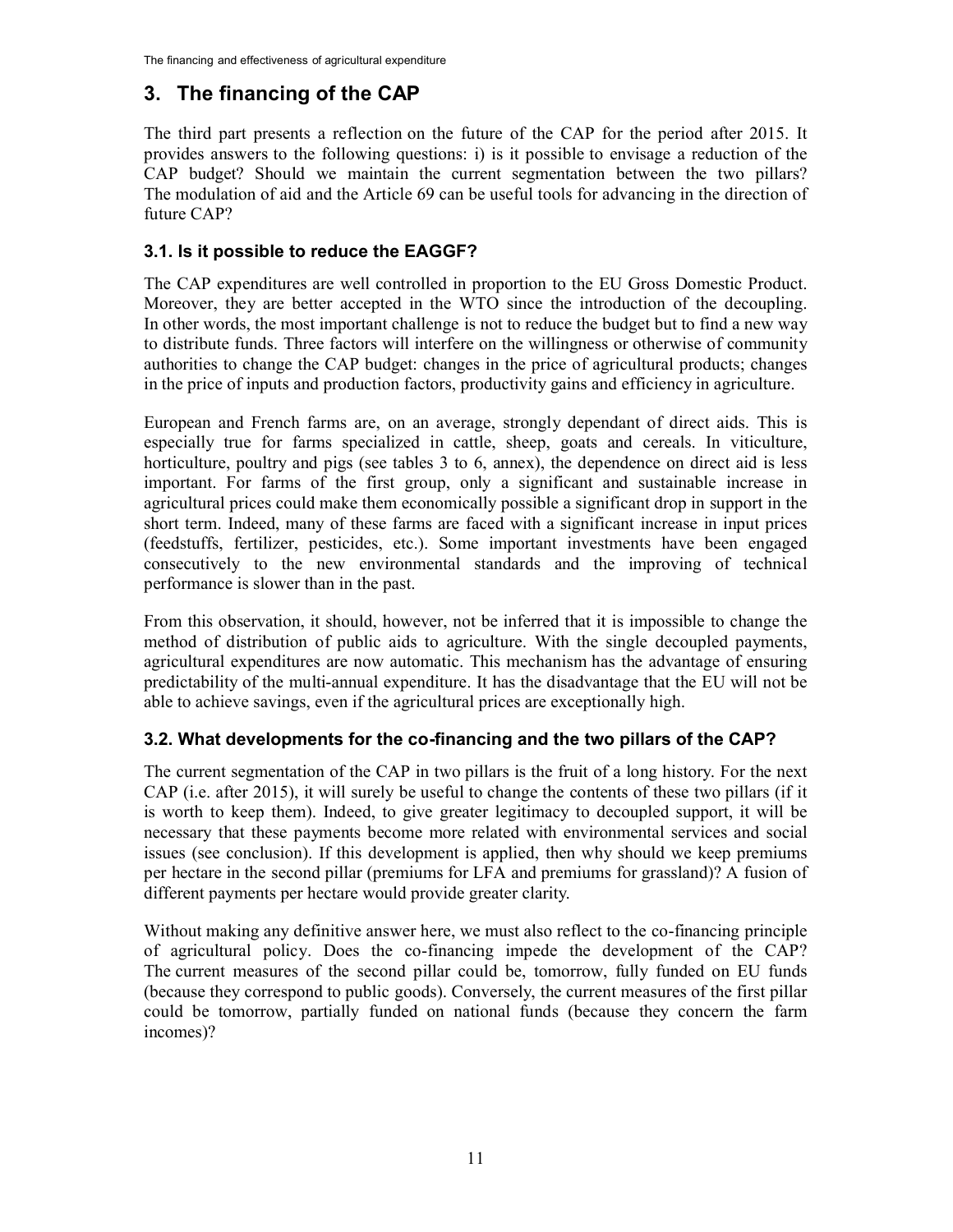# 3. The financing of the CAP

The third part presents a reflection on the future of the CAP for the period after 2015. It provides answers to the following questions: i) is it possible to envisage a reduction of the CAP budget? Should we maintain the current segmentation between the two pillars? The modulation of aid and the Article 69 can be useful tools for advancing in the direction of future CAP?

## 3.1. Is it possible to reduce the EAGGF?

The CAP expenditures are well controlled in proportion to the EU Gross Domestic Product. Moreover, they are better accepted in the WTO since the introduction of the decoupling. In other words, the most important challenge is not to reduce the budget but to find a new way to distribute funds. Three factors will interfere on the willingness or otherwise of community authorities to change the CAP budget: changes in the price of agricultural products; changes in the price of inputs and production factors, productivity gains and efficiency in agriculture.

European and French farms are, on an average, strongly dependant of direct aids. This is especially true for farms specialized in cattle, sheep, goats and cereals. In viticulture, horticulture, poultry and pigs (see tables 3 to 6, annex), the dependence on direct aid is less important. For farms of the first group, only a significant and sustainable increase in agricultural prices could make them economically possible a significant drop in support in the short term. Indeed, many of these farms are faced with a significant increase in input prices (feedstuffs, fertilizer, pesticides, etc.). Some important investments have been engaged consecutively to the new environmental standards and the improving of technical performance is slower than in the past.

From this observation, it should, however, not be inferred that it is impossible to change the method of distribution of public aids to agriculture. With the single decoupled payments, agricultural expenditures are now automatic. This mechanism has the advantage of ensuring predictability of the multi-annual expenditure. It has the disadvantage that the EU will not be able to achieve savings, even if the agricultural prices are exceptionally high.

## 3.2. What developments for the co-financing and the two pillars of the CAP?

The current segmentation of the CAP in two pillars is the fruit of a long history. For the next CAP (i.e. after 2015), it will surely be useful to change the contents of these two pillars (if it is worth to keep them). Indeed, to give greater legitimacy to decoupled support, it will be necessary that these payments become more related with environmental services and social issues (see conclusion). If this development is applied, then why should we keep premiums per hectare in the second pillar (premiums for LFA and premiums for grassland)? A fusion of different payments per hectare would provide greater clarity.

Without making any definitive answer here, we must also reflect to the co-financing principle of agricultural policy. Does the co-financing impede the development of the CAP? The current measures of the second pillar could be, tomorrow, fully funded on EU funds (because they correspond to public goods). Conversely, the current measures of the first pillar could be tomorrow, partially funded on national funds (because they concern the farm incomes)?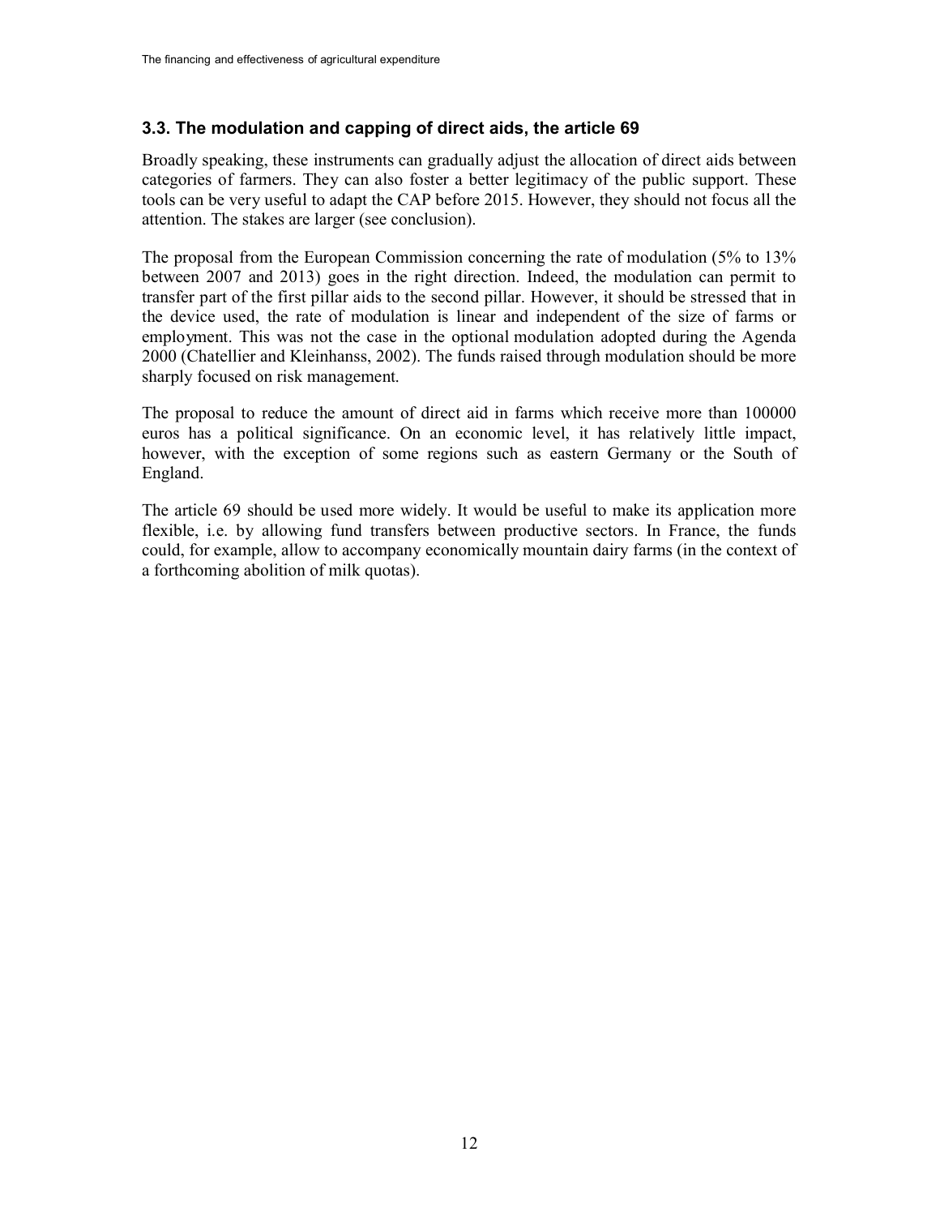### 3.3. The modulation and capping of direct aids, the article 69

Broadly speaking, these instruments can gradually adjust the allocation of direct aids between categories of farmers. They can also foster a better legitimacy of the public support. These tools can be very useful to adapt the CAP before 2015. However, they should not focus all the attention. The stakes are larger (see conclusion).

The proposal from the European Commission concerning the rate of modulation (5% to 13% between 2007 and 2013) goes in the right direction. Indeed, the modulation can permit to transfer part of the first pillar aids to the second pillar. However, it should be stressed that in the device used, the rate of modulation is linear and independent of the size of farms or employment. This was not the case in the optional modulation adopted during the Agenda 2000 (Chatellier and Kleinhanss, 2002). The funds raised through modulation should be more sharply focused on risk management.

The proposal to reduce the amount of direct aid in farms which receive more than 100000 euros has a political significance. On an economic level, it has relatively little impact, however, with the exception of some regions such as eastern Germany or the South of England.

The article 69 should be used more widely. It would be useful to make its application more flexible, i.e. by allowing fund transfers between productive sectors. In France, the funds could, for example, allow to accompany economically mountain dairy farms (in the context of a forthcoming abolition of milk quotas).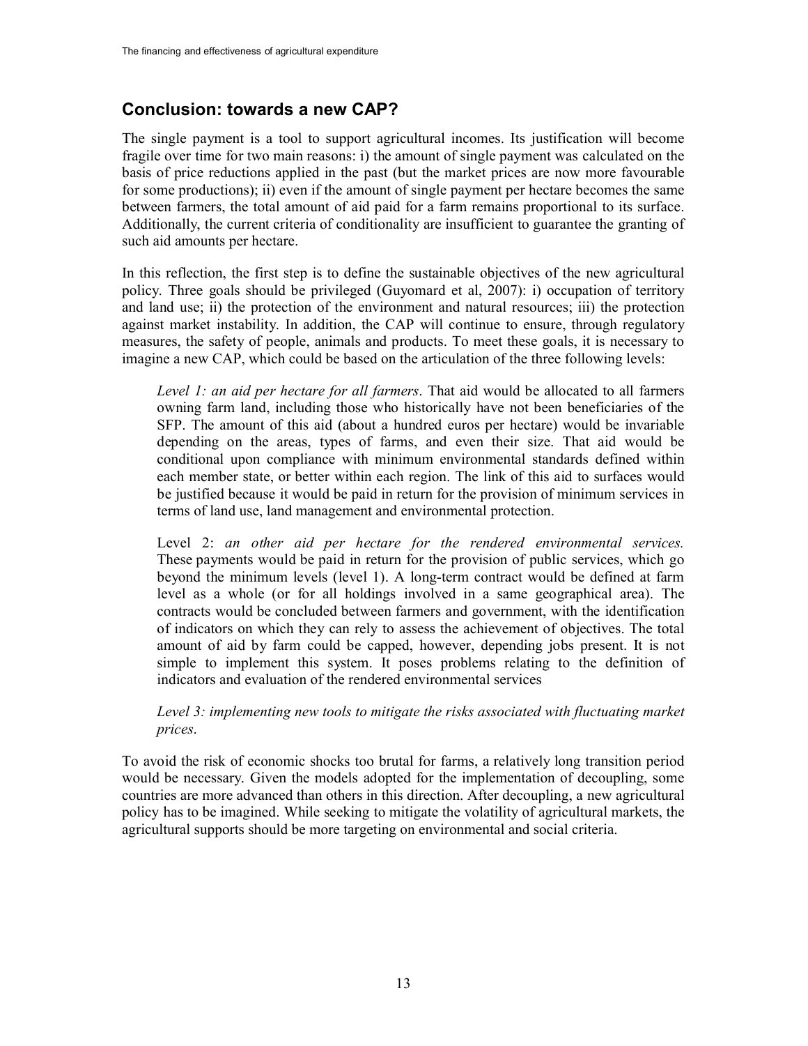## Conclusion: towards a new CAP?

The single payment is a tool to support agricultural incomes. Its justification will become fragile over time for two main reasons: i) the amount of single payment was calculated on the basis of price reductions applied in the past (but the market prices are now more favourable for some productions); ii) even if the amount of single payment per hectare becomes the same between farmers, the total amount of aid paid for a farm remains proportional to its surface. Additionally, the current criteria of conditionality are insufficient to guarantee the granting of such aid amounts per hectare.

In this reflection, the first step is to define the sustainable objectives of the new agricultural policy. Three goals should be privileged (Guyomard et al, 2007): i) occupation of territory and land use; ii) the protection of the environment and natural resources; iii) the protection against market instability. In addition, the CAP will continue to ensure, through regulatory measures, the safety of people, animals and products. To meet these goals, it is necessary to imagine a new CAP, which could be based on the articulation of the three following levels:

> *Level 1: an aid per hectare for all farmers*. That aid would be allocated to all farmers owning farm land, including those who historically have not been beneficiaries of the SFP. The amount of this aid (about a hundred euros per hectare) would be invariable depending on the areas, types of farms, and even their size. That aid would be conditional upon compliance with minimum environmental standards defined within each member state, or better within each region. The link of this aid to surfaces would be justified because it would be paid in return for the provision of minimum services in terms of land use, land management and environmental protection.
>
> Level 2: *an other aid per hectare for the rendered environmental services.* These payments would be paid in return for the provision of public services, which go beyond the minimum levels (level 1). A long-term contract would be defined at farm level as a whole (or for all holdings involved in a same geographical area). The contracts would be concluded between farmers and government, with the identification of indicators on which they can rely to assess the achievement of objectives. The total amount of aid by farm could be capped, however, depending jobs present. It is not simple to implement this system. It poses problems relating to the definition of indicators and evaluation of the rendered environmental services
>
> *Level 3: implementing new tools to mitigate the risks associated with fluctuating market prices*.

To avoid the risk of economic shocks too brutal for farms, a relatively long transition period would be necessary. Given the models adopted for the implementation of decoupling, some countries are more advanced than others in this direction. After decoupling, a new agricultural policy has to be imagined. While seeking to mitigate the volatility of agricultural markets, the agricultural supports should be more targeting on environmental and social criteria.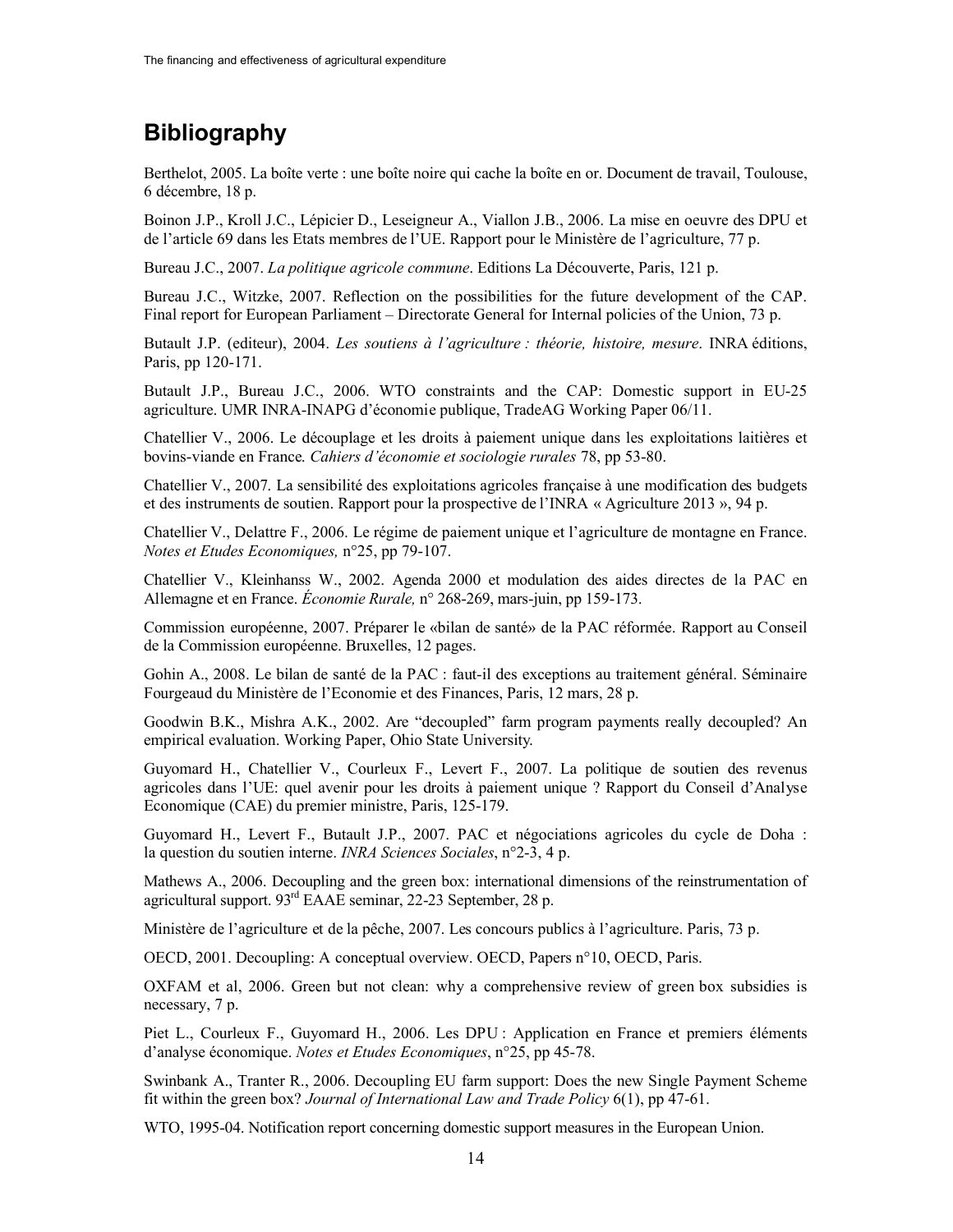# Bibliography

Berthelot, 2005. La boîte verte : une boîte noire qui cache la boîte en or. Document de travail, Toulouse, 6 décembre, 18 p.

Boinon J.P., Kroll J.C., Lépicier D., Leseigneur A., Viallon J.B., 2006. La mise en oeuvre des DPU et de l'article 69 dans les Etats membres de l'UE. Rapport pour le Ministère de l'agriculture, 77 p.

Bureau J.C., 2007. *La politique agricole commune*. Editions La Découverte, Paris, 121 p.

Bureau J.C., Witzke, 2007. Reflection on the possibilities for the future development of the CAP. Final report for European Parliament – Directorate General for Internal policies of the Union, 73 p.

Butault J.P. (editeur), 2004. *Les soutiens à l'agriculture : théorie, histoire, mesure*. INRA éditions, Paris, pp 120-171.

Butault J.P., Bureau J.C., 2006. WTO constraints and the CAP: Domestic support in EU-25 agriculture. UMR INRA-INAPG d'économie publique, TradeAG Working Paper 06/11.

Chatellier V., 2006. Le découplage et les droits à paiement unique dans les exploitations laitières et bovins-viande en France. *Cahiers d'économie et sociologie rurales* 78, pp 53-80.

Chatellier V., 2007. La sensibilité des exploitations agricoles française à une modification des budgets et des instruments de soutien. Rapport pour la prospective de l'INRA « Agriculture 2013 », 94 p.

Chatellier V., Delattre F., 2006. Le régime de paiement unique et l'agriculture de montagne en France. *Notes et Etudes Economiques,* n°25, pp 79-107.

Chatellier V., Kleinhanss W., 2002. Agenda 2000 et modulation des aides directes de la PAC en Allemagne et en France. *Économie Rurale,* n° 268-269, mars-juin, pp 159-173.

Commission européenne, 2007. Préparer le «bilan de santé» de la PAC réformée. Rapport au Conseil de la Commission européenne. Bruxelles, 12 pages.

Gohin A., 2008. Le bilan de santé de la PAC : faut-il des exceptions au traitement général. Séminaire Fourgeaud du Ministère de l'Economie et des Finances, Paris, 12 mars, 28 p.

Goodwin B.K., Mishra A.K., 2002. Are "decoupled" farm program payments really decoupled? An empirical evaluation. Working Paper, Ohio State University.

Guyomard H., Chatellier V., Courleux F., Levert F., 2007. La politique de soutien des revenus agricoles dans l'UE: quel avenir pour les droits à paiement unique ? Rapport du Conseil d'Analyse Economique (CAE) du premier ministre, Paris, 125-179.

Guyomard H., Levert F., Butault J.P., 2007. PAC et négociations agricoles du cycle de Doha : la question du soutien interne. *INRA Sciences Sociales*, n°2-3, 4 p.

Mathews A., 2006. Decoupling and the green box: international dimensions of the reinstrumentation of agricultural support. 93rd EAAE seminar, 22-23 September, 28 p.

Ministère de l'agriculture et de la pêche, 2007. Les concours publics à l'agriculture. Paris, 73 p.

OECD, 2001. Decoupling: A conceptual overview. OECD, Papers n°10, OECD, Paris.

OXFAM et al, 2006. Green but not clean: why a comprehensive review of green box subsidies is necessary, 7 p.

Piet L., Courleux F., Guyomard H., 2006. Les DPU : Application en France et premiers éléments d'analyse économique. *Notes et Etudes Economiques*, n°25, pp 45-78.

Swinbank A., Tranter R., 2006. Decoupling EU farm support: Does the new Single Payment Scheme fit within the green box? *Journal of International Law and Trade Policy* 6(1), pp 47-61.

WTO, 1995-04. Notification report concerning domestic support measures in the European Union.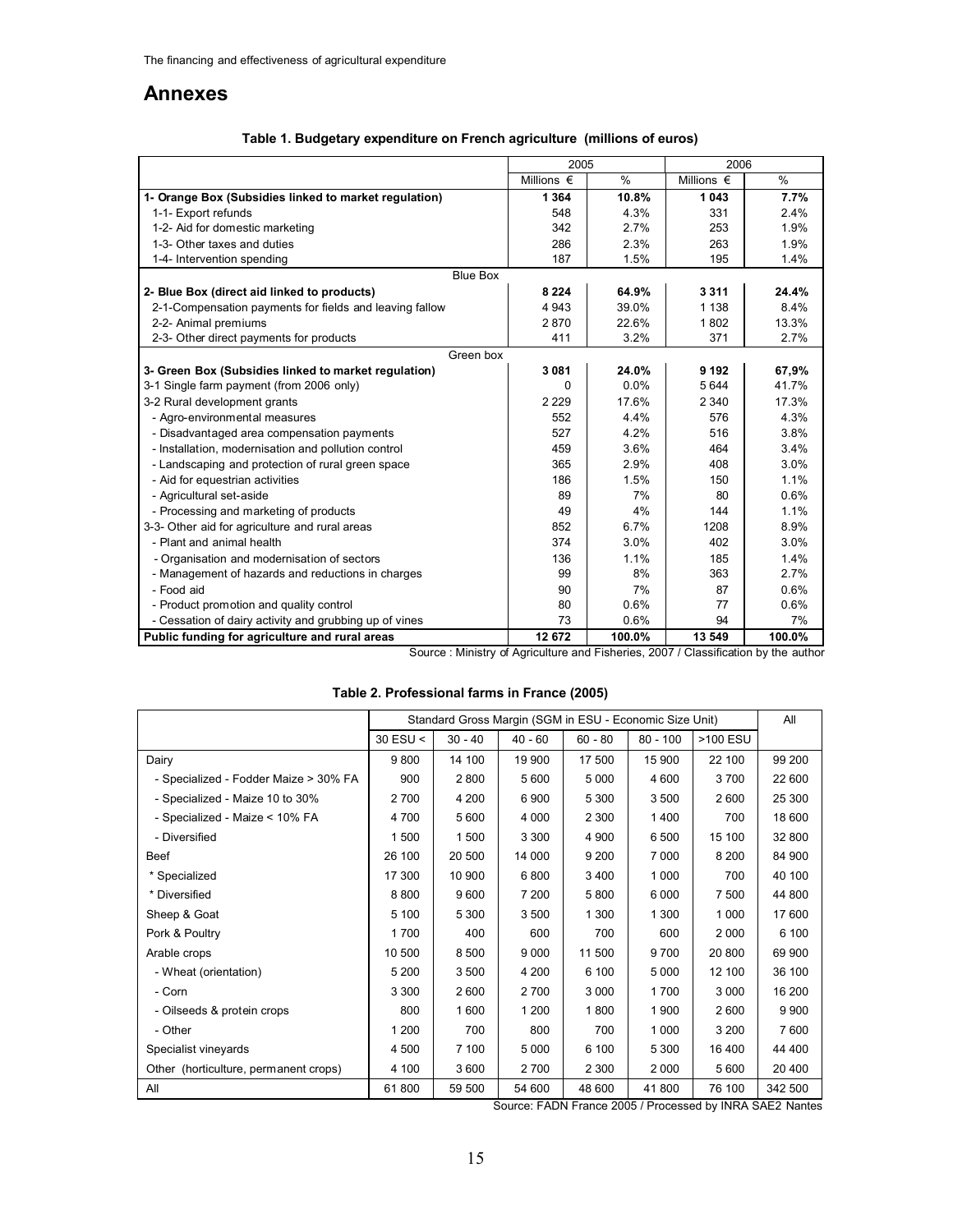# Annexes

**Table 1. Budgetary expenditure on French agriculture (millions of euros)**

| | 2005 | | 2006 | |
|---|---|---|---|---|
| | Millions € | % | Millions € | % |
| **1- Orange Box (Subsidies linked to market regulation)** | **1 364** | **10.8%** | **1 043** | **7.7%** |
| 1-1- Export refunds | 548 | 4.3% | 331 | 2.4% |
| 1-2- Aid for domestic marketing | 342 | 2.7% | 253 | 1.9% |
| 1-3- Other taxes and duties | 286 | 2.3% | 263 | 1.9% |
| 1-4- Intervention spending | 187 | 1.5% | 195 | 1.4% |
| Blue Box | | | | |
| **2- Blue Box (direct aid linked to products)** | **8 224** | **64.9%** | **3 311** | **24.4%** |
| 2-1-Compensation payments for fields and leaving fallow | 4 943 | 39.0% | 1 138 | 8.4% |
| 2-2- Animal premiums | 2 870 | 22.6% | 1 802 | 13.3% |
| 2-3- Other direct payments for products | 411 | 3.2% | 371 | 2.7% |
| Green box | | | | |
| **3- Green Box (Subsidies linked to market regulation)** | **3 081** | **24.0%** | **9 192** | **67,9%** |
| 3-1 Single farm payment (from 2006 only) | 0 | 0.0% | 5 644 | 41.7% |
| 3-2 Rural development grants | 2 229 | 17.6% | 2 340 | 17.3% |
| - Agro-environmental measures | 552 | 4.4% | 576 | 4.3% |
| - Disadvantaged area compensation payments | 527 | 4.2% | 516 | 3.8% |
| - Installation, modernisation and pollution control | 459 | 3.6% | 464 | 3.4% |
| - Landscaping and protection of rural green space | 365 | 2.9% | 408 | 3.0% |
| - Aid for equestrian activities | 186 | 1.5% | 150 | 1.1% |
| - Agricultural set-aside | 89 | 7% | 80 | 0.6% |
| - Processing and marketing of products | 49 | 4% | 144 | 1.1% |
| 3-3- Other aid for agriculture and rural areas | 852 | 6.7% | 1208 | 8.9% |
| - Plant and animal health | 374 | 3.0% | 402 | 3.0% |
| - Organisation and modernisation of sectors | 136 | 1.1% | 185 | 1.4% |
| - Management of hazards and reductions in charges | 99 | 8% | 363 | 2.7% |
| - Food aid | 90 | 7% | 87 | 0.6% |
| - Product promotion and quality control | 80 | 0.6% | 77 | 0.6% |
| - Cessation of dairy activity and grubbing up of vines | 73 | 0.6% | 94 | 7% |
| **Public funding for agriculture and rural areas** | **12 672** | **100.0%** | **13 549** | **100.0%** |

Source : Ministry of Agriculture and Fisheries, 2007 / Classification by the author

**Table 2. Professional farms in France (2005)**

| | Standard Gross Margin (SGM in ESU - Economic Size Unit) | | | | | | All |
|---|---|---|---|---|---|---|---|
| | 30 ESU < | 30 - 40 | 40 - 60 | 60 - 80 | 80 - 100 | >100 ESU | |
| Dairy | 9 800 | 14 100 | 19 900 | 17 500 | 15 900 | 22 100 | 99 200 |
| - Specialized - Fodder Maize > 30% FA | 900 | 2 800 | 5 600 | 5 000 | 4 600 | 3 700 | 22 600 |
| - Specialized - Maize 10 to 30% | 2 700 | 4 200 | 6 900 | 5 300 | 3 500 | 2 600 | 25 300 |
| - Specialized - Maize < 10% FA | 4 700 | 5 600 | 4 000 | 2 300 | 1 400 | 700 | 18 600 |
| - Diversified | 1 500 | 1 500 | 3 300 | 4 900 | 6 500 | 15 100 | 32 800 |
| Beef | 26 100 | 20 500 | 14 000 | 9 200 | 7 000 | 8 200 | 84 900 |
| * Specialized | 17 300 | 10 900 | 6 800 | 3 400 | 1 000 | 700 | 40 100 |
| * Diversified | 8 800 | 9 600 | 7 200 | 5 800 | 6 000 | 7 500 | 44 800 |
| Sheep & Goat | 5 100 | 5 300 | 3 500 | 1 300 | 1 300 | 1 000 | 17 600 |
| Pork & Poultry | 1 700 | 400 | 600 | 700 | 600 | 2 000 | 6 100 |
| Arable crops | 10 500 | 8 500 | 9 000 | 11 500 | 9 700 | 20 800 | 69 900 |
| - Wheat (orientation) | 5 200 | 3 500 | 4 200 | 6 100 | 5 000 | 12 100 | 36 100 |
| - Corn | 3 300 | 2 600 | 2 700 | 3 000 | 1 700 | 3 000 | 16 200 |
| - Oilseeds & protein crops | 800 | 1 600 | 1 200 | 1 800 | 1 900 | 2 600 | 9 900 |
| - Other | 1 200 | 700 | 800 | 700 | 1 000 | 3 200 | 7 600 |
| Specialist vineyards | 4 500 | 7 100 | 5 000 | 6 100 | 5 300 | 16 400 | 44 400 |
| Other (horticulture, permanent crops) | 4 100 | 3 600 | 2 700 | 2 300 | 2 000 | 5 600 | 20 400 |
| All | 61 800 | 59 500 | 54 600 | 48 600 | 41 800 | 76 100 | 342 500 |

Source: FADN France 2005 / Processed by INRA SAE2 Nantes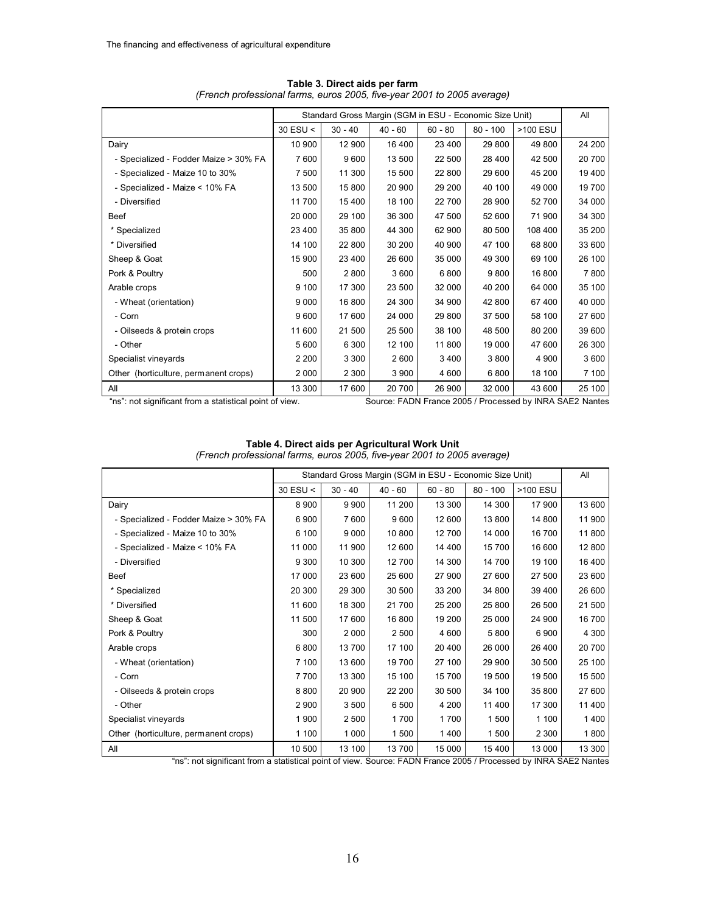**Table 3. Direct aids per farm**

*(French professional farms, euros 2005, five-year 2001 to 2005 average)*

| | Standard Gross Margin (SGM in ESU - Economic Size Unit) | | | | | | All |
|---|---|---|---|---|---|---|---|
| | 30 ESU < | 30 - 40 | 40 - 60 | 60 - 80 | 80 - 100 | >100 ESU | |
| Dairy | 10 900 | 12 900 | 16 400 | 23 400 | 29 800 | 49 800 | 24 200 |
| - Specialized - Fodder Maize > 30% FA | 7 600 | 9 600 | 13 500 | 22 500 | 28 400 | 42 500 | 20 700 |
| - Specialized - Maize 10 to 30% | 7 500 | 11 300 | 15 500 | 22 800 | 29 600 | 45 200 | 19 400 |
| - Specialized - Maize < 10% FA | 13 500 | 15 800 | 20 900 | 29 200 | 40 100 | 49 000 | 19 700 |
| - Diversified | 11 700 | 15 400 | 18 100 | 22 700 | 28 900 | 52 700 | 34 000 |
| Beef | 20 000 | 29 100 | 36 300 | 47 500 | 52 600 | 71 900 | 34 300 |
| * Specialized | 23 400 | 35 800 | 44 300 | 62 900 | 80 500 | 108 400 | 35 200 |
| * Diversified | 14 100 | 22 800 | 30 200 | 40 900 | 47 100 | 68 800 | 33 600 |
| Sheep & Goat | 15 900 | 23 400 | 26 600 | 35 000 | 49 300 | 69 100 | 26 100 |
| Pork & Poultry | 500 | 2 800 | 3 600 | 6 800 | 9 800 | 16 800 | 7 800 |
| Arable crops | 9 100 | 17 300 | 23 500 | 32 000 | 40 200 | 64 000 | 35 100 |
| - Wheat (orientation) | 9 000 | 16 800 | 24 300 | 34 900 | 42 800 | 67 400 | 40 000 |
| - Corn | 9 600 | 17 600 | 24 000 | 29 800 | 37 500 | 58 100 | 27 600 |
| - Oilseeds & protein crops | 11 600 | 21 500 | 25 500 | 38 100 | 48 500 | 80 200 | 39 600 |
| - Other | 5 600 | 6 300 | 12 100 | 11 800 | 19 000 | 47 600 | 26 300 |
| Specialist vineyards | 2 200 | 3 300 | 2 600 | 3 400 | 3 800 | 4 900 | 3 600 |
| Other (horticulture, permanent crops) | 2 000 | 2 300 | 3 900 | 4 600 | 6 800 | 18 100 | 7 100 |
| All | 13 300 | 17 600 | 20 700 | 26 900 | 32 000 | 43 600 | 25 100 |

"ns": not significant from a statistical point of view. Source: FADN France 2005 / Processed by INRA SAE2 Nantes

**Table 4. Direct aids per Agricultural Work Unit**

*(French professional farms, euros 2005, five-year 2001 to 2005 average)*

| | Standard Gross Margin (SGM in ESU - Economic Size Unit) | | | | | | All |
|---|---|---|---|---|---|---|---|
| | 30 ESU < | 30 - 40 | 40 - 60 | 60 - 80 | 80 - 100 | >100 ESU | |
| Dairy | 8 900 | 9 900 | 11 200 | 13 300 | 14 300 | 17 900 | 13 600 |
| - Specialized - Fodder Maize > 30% FA | 6 900 | 7 600 | 9 600 | 12 600 | 13 800 | 14 800 | 11 900 |
| - Specialized - Maize 10 to 30% | 6 100 | 9 000 | 10 800 | 12 700 | 14 000 | 16 700 | 11 800 |
| - Specialized - Maize < 10% FA | 11 000 | 11 900 | 12 600 | 14 400 | 15 700 | 16 600 | 12 800 |
| - Diversified | 9 300 | 10 300 | 12 700 | 14 300 | 14 700 | 19 100 | 16 400 |
| Beef | 17 000 | 23 600 | 25 600 | 27 900 | 27 600 | 27 500 | 23 600 |
| * Specialized | 20 300 | 29 300 | 30 500 | 33 200 | 34 800 | 39 400 | 26 600 |
| * Diversified | 11 600 | 18 300 | 21 700 | 25 200 | 25 800 | 26 500 | 21 500 |
| Sheep & Goat | 11 500 | 17 600 | 16 800 | 19 200 | 25 000 | 24 900 | 16 700 |
| Pork & Poultry | 300 | 2 000 | 2 500 | 4 600 | 5 800 | 6 900 | 4 300 |
| Arable crops | 6 800 | 13 700 | 17 100 | 20 400 | 26 000 | 26 400 | 20 700 |
| - Wheat (orientation) | 7 100 | 13 600 | 19 700 | 27 100 | 29 900 | 30 500 | 25 100 |
| - Corn | 7 700 | 13 300 | 15 100 | 15 700 | 19 500 | 19 500 | 15 500 |
| - Oilseeds & protein crops | 8 800 | 20 900 | 22 200 | 30 500 | 34 100 | 35 800 | 27 600 |
| - Other | 2 900 | 3 500 | 6 500 | 4 200 | 11 400 | 17 300 | 11 400 |
| Specialist vineyards | 1 900 | 2 500 | 1 700 | 1 700 | 1 500 | 1 100 | 1 400 |
| Other (horticulture, permanent crops) | 1 100 | 1 000 | 1 500 | 1 400 | 1 500 | 2 300 | 1 800 |
| All | 10 500 | 13 100 | 13 700 | 15 000 | 15 400 | 13 000 | 13 300 |

"ns": not significant from a statistical point of view. Source: FADN France 2005 / Processed by INRA SAE2 Nantes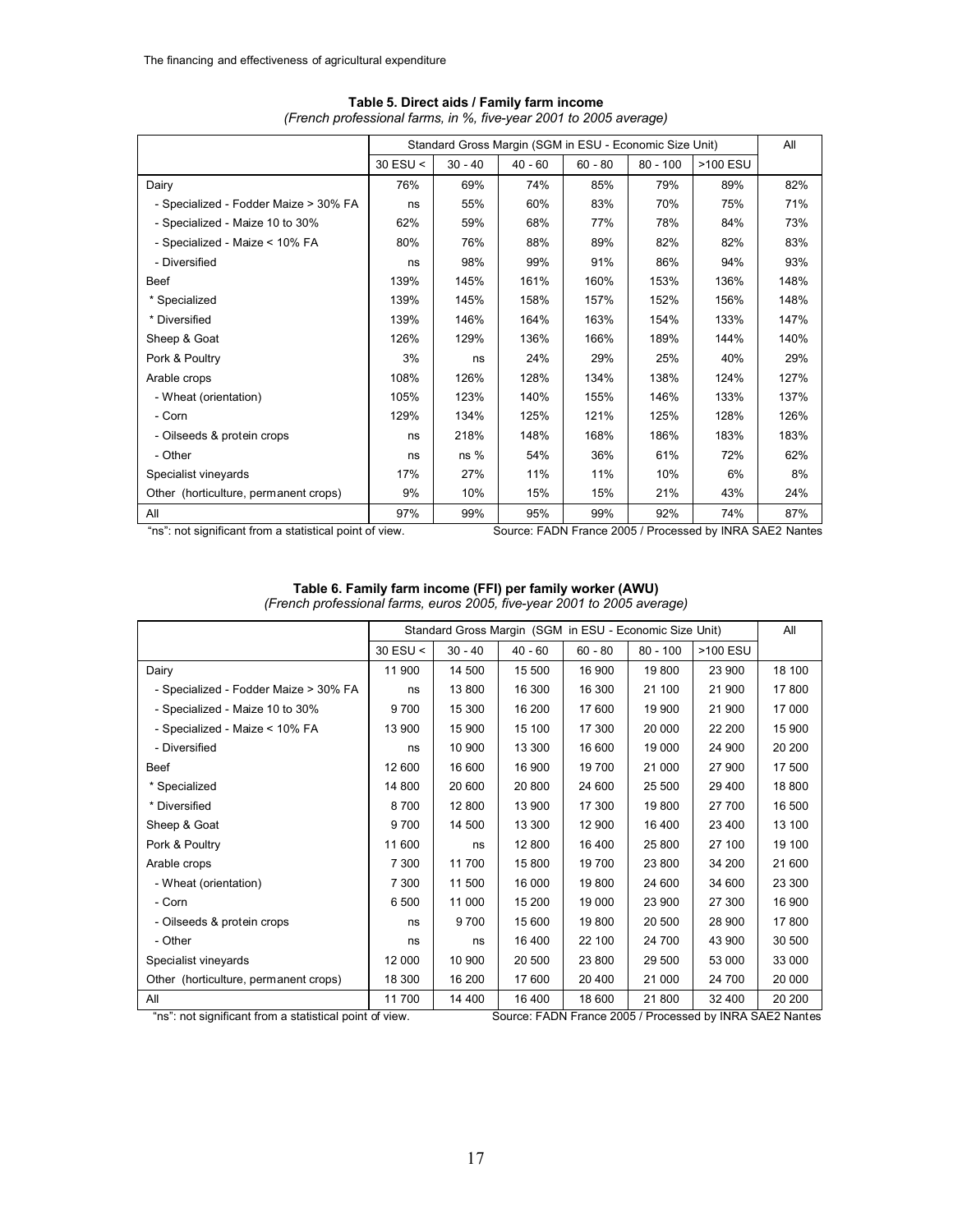**Table 5. Direct aids / Family farm income**

*(French professional farms, in %, five-year 2001 to 2005 average)*

| | Standard Gross Margin (SGM in ESU - Economic Size Unit) | | | | | | All |
|---|---|---|---|---|---|---|---|
| | 30 ESU < | 30 - 40 | 40 - 60 | 60 - 80 | 80 - 100 | >100 ESU | |
| Dairy | 76% | 69% | 74% | 85% | 79% | 89% | 82% |
| - Specialized - Fodder Maize > 30% FA | ns | 55% | 60% | 83% | 70% | 75% | 71% |
| - Specialized - Maize 10 to 30% | 62% | 59% | 68% | 77% | 78% | 84% | 73% |
| - Specialized - Maize < 10% FA | 80% | 76% | 88% | 89% | 82% | 82% | 83% |
| - Diversified | ns | 98% | 99% | 91% | 86% | 94% | 93% |
| Beef | 139% | 145% | 161% | 160% | 153% | 136% | 148% |
| * Specialized | 139% | 145% | 158% | 157% | 152% | 156% | 148% |
| * Diversified | 139% | 146% | 164% | 163% | 154% | 133% | 147% |
| Sheep & Goat | 126% | 129% | 136% | 166% | 189% | 144% | 140% |
| Pork & Poultry | 3% | ns | 24% | 29% | 25% | 40% | 29% |
| Arable crops | 108% | 126% | 128% | 134% | 138% | 124% | 127% |
| - Wheat (orientation) | 105% | 123% | 140% | 155% | 146% | 133% | 137% |
| - Corn | 129% | 134% | 125% | 121% | 125% | 128% | 126% |
| - Oilseeds & protein crops | ns | 218% | 148% | 168% | 186% | 183% | 183% |
| - Other | ns | ns % | 54% | 36% | 61% | 72% | 62% |
| Specialist vineyards | 17% | 27% | 11% | 11% | 10% | 6% | 8% |
| Other (horticulture, permanent crops) | 9% | 10% | 15% | 15% | 21% | 43% | 24% |
| All | 97% | 99% | 95% | 99% | 92% | 74% | 87% |

"ns": not significant from a statistical point of view. Source: FADN France 2005 / Processed by INRA SAE2 Nantes

**Table 6. Family farm income (FFI) per family worker (AWU)**

*(French professional farms, euros 2005, five-year 2001 to 2005 average)*

| | Standard Gross Margin (SGM in ESU - Economic Size Unit) | | | | | | All |
|---|---|---|---|---|---|---|---|
| | 30 ESU < | 30 - 40 | 40 - 60 | 60 - 80 | 80 - 100 | >100 ESU | |
| Dairy | 11 900 | 14 500 | 15 500 | 16 900 | 19 800 | 23 900 | 18 100 |
| - Specialized - Fodder Maize > 30% FA | ns | 13 800 | 16 300 | 16 300 | 21 100 | 21 900 | 17 800 |
| - Specialized - Maize 10 to 30% | 9 700 | 15 300 | 16 200 | 17 600 | 19 900 | 21 900 | 17 000 |
| - Specialized - Maize < 10% FA | 13 900 | 15 900 | 15 100 | 17 300 | 20 000 | 22 200 | 15 900 |
| - Diversified | ns | 10 900 | 13 300 | 16 600 | 19 000 | 24 900 | 20 200 |
| Beef | 12 600 | 16 600 | 16 900 | 19 700 | 21 000 | 27 900 | 17 500 |
| * Specialized | 14 800 | 20 600 | 20 800 | 24 600 | 25 500 | 29 400 | 18 800 |
| * Diversified | 8 700 | 12 800 | 13 900 | 17 300 | 19 800 | 27 700 | 16 500 |
| Sheep & Goat | 9 700 | 14 500 | 13 300 | 12 900 | 16 400 | 23 400 | 13 100 |
| Pork & Poultry | 11 600 | ns | 12 800 | 16 400 | 25 800 | 27 100 | 19 100 |
| Arable crops | 7 300 | 11 700 | 15 800 | 19 700 | 23 800 | 34 200 | 21 600 |
| - Wheat (orientation) | 7 300 | 11 500 | 16 000 | 19 800 | 24 600 | 34 600 | 23 300 |
| - Corn | 6 500 | 11 000 | 15 200 | 19 000 | 23 900 | 27 300 | 16 900 |
| - Oilseeds & protein crops | ns | 9 700 | 15 600 | 19 800 | 20 500 | 28 900 | 17 800 |
| - Other | ns | ns | 16 400 | 22 100 | 24 700 | 43 900 | 30 500 |
| Specialist vineyards | 12 000 | 10 900 | 20 500 | 23 800 | 29 500 | 53 000 | 33 000 |
| Other (horticulture, permanent crops) | 18 300 | 16 200 | 17 600 | 20 400 | 21 000 | 24 700 | 20 000 |
| All | 11 700 | 14 400 | 16 400 | 18 600 | 21 800 | 32 400 | 20 200 |

"ns": not significant from a statistical point of view. Source: FADN France 2005 / Processed by INRA SAE2 Nantes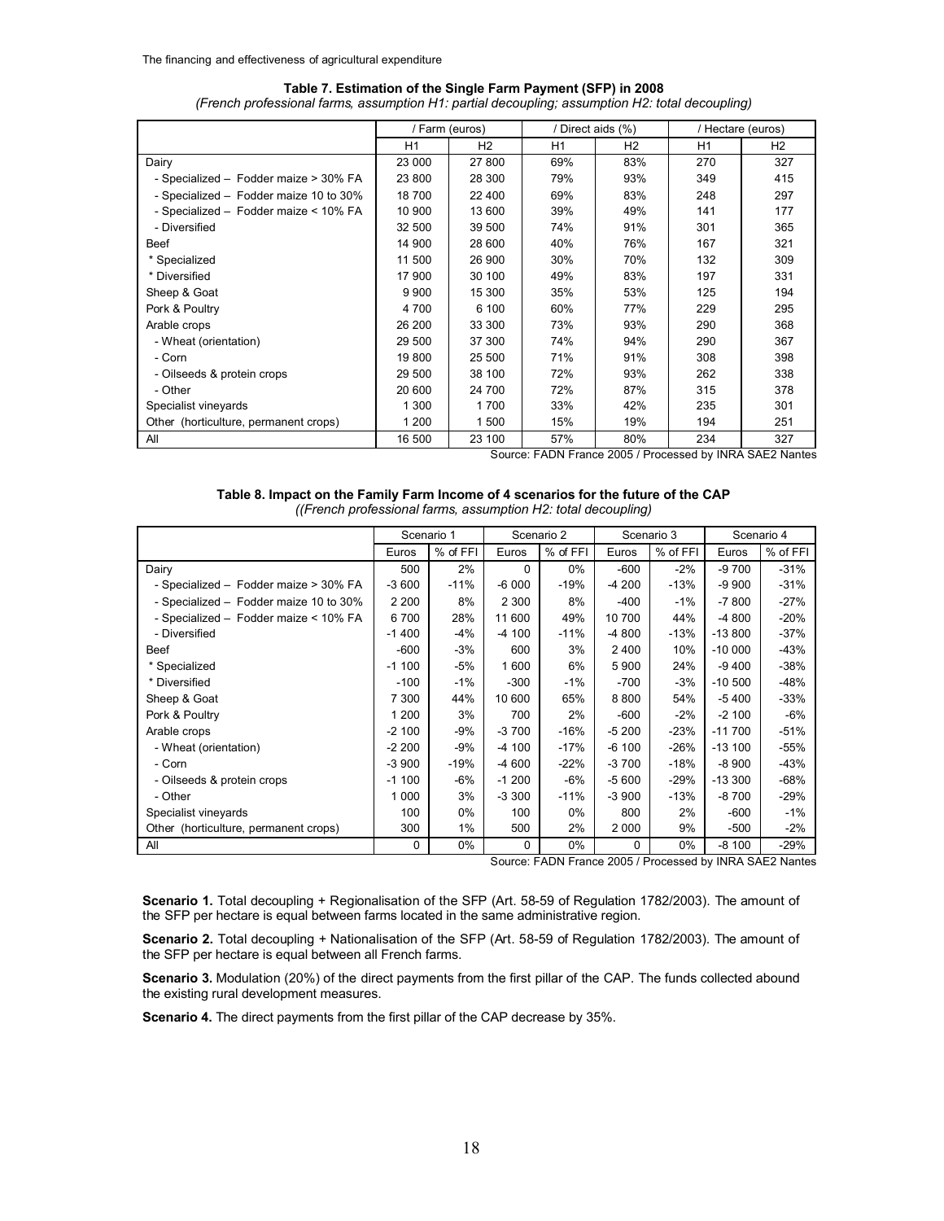**Table 7. Estimation of the Single Farm Payment (SFP) in 2008**

*(French professional farms, assumption H1: partial decoupling; assumption H2: total decoupling)*

| | / Farm (euros) | | / Direct aids (%) | | / Hectare (euros) | |
|---|---|---|---|---|---|---|
| | H1 | H2 | H1 | H2 | H1 | H2 |
| Dairy | 23 000 | 27 800 | 69% | 83% | 270 | 327 |
| - Specialized – Fodder maize > 30% FA | 23 800 | 28 300 | 79% | 93% | 349 | 415 |
| - Specialized – Fodder maize 10 to 30% | 18 700 | 22 400 | 69% | 83% | 248 | 297 |
| - Specialized – Fodder maize < 10% FA | 10 900 | 13 600 | 39% | 49% | 141 | 177 |
| - Diversified | 32 500 | 39 500 | 74% | 91% | 301 | 365 |
| Beef | 14 900 | 28 600 | 40% | 76% | 167 | 321 |
| * Specialized | 11 500 | 26 900 | 30% | 70% | 132 | 309 |
| * Diversified | 17 900 | 30 100 | 49% | 83% | 197 | 331 |
| Sheep & Goat | 9 900 | 15 300 | 35% | 53% | 125 | 194 |
| Pork & Poultry | 4 700 | 6 100 | 60% | 77% | 229 | 295 |
| Arable crops | 26 200 | 33 300 | 73% | 93% | 290 | 368 |
| - Wheat (orientation) | 29 500 | 37 300 | 74% | 94% | 290 | 367 |
| - Corn | 19 800 | 25 500 | 71% | 91% | 308 | 398 |
| - Oilseeds & protein crops | 29 500 | 38 100 | 72% | 93% | 262 | 338 |
| - Other | 20 600 | 24 700 | 72% | 87% | 315 | 378 |
| Specialist vineyards | 1 300 | 1 700 | 33% | 42% | 235 | 301 |
| Other (horticulture, permanent crops) | 1 200 | 1 500 | 15% | 19% | 194 | 251 |
| All | 16 500 | 23 100 | 57% | 80% | 234 | 327 |

Source: FADN France 2005 / Processed by INRA SAE2 Nantes

**Table 8. Impact on the Family Farm Income of 4 scenarios for the future of the CAP**

*((French professional farms, assumption H2: total decoupling)*

| | Scenario 1 | | Scenario 2 | | Scenario 3 | | Scenario 4 | |
|---|---|---|---|---|---|---|---|---|
| | Euros | % of FFI | Euros | % of FFI | Euros | % of FFI | Euros | % of FFI |
| Dairy | 500 | 2% | 0 | 0% | -600 | -2% | -9 700 | -31% |
| - Specialized – Fodder maize > 30% FA | -3 600 | -11% | -6 000 | -19% | -4 200 | -13% | -9 900 | -31% |
| - Specialized – Fodder maize 10 to 30% | 2 200 | 8% | 2 300 | 8% | -400 | -1% | -7 800 | -27% |
| - Specialized – Fodder maize < 10% FA | 6 700 | 28% | 11 600 | 49% | 10 700 | 44% | -4 800 | -20% |
| - Diversified | -1 400 | -4% | -4 100 | -11% | -4 800 | -13% | -13 800 | -37% |
| Beef | -600 | -3% | 600 | 3% | 2 400 | 10% | -10 000 | -43% |
| * Specialized | -1 100 | -5% | 1 600 | 6% | 5 900 | 24% | -9 400 | -38% |
| * Diversified | -100 | -1% | -300 | -1% | -700 | -3% | -10 500 | -48% |
| Sheep & Goat | 7 300 | 44% | 10 600 | 65% | 8 800 | 54% | -5 400 | -33% |
| Pork & Poultry | 1 200 | 3% | 700 | 2% | -600 | -2% | -2 100 | -6% |
| Arable crops | -2 100 | -9% | -3 700 | -16% | -5 200 | -23% | -11 700 | -51% |
| - Wheat (orientation) | -2 200 | -9% | -4 100 | -17% | -6 100 | -26% | -13 100 | -55% |
| - Corn | -3 900 | -19% | -4 600 | -22% | -3 700 | -18% | -8 900 | -43% |
| - Oilseeds & protein crops | -1 100 | -6% | -1 200 | -6% | -5 600 | -29% | -13 300 | -68% |
| - Other | 1 000 | 3% | -3 300 | -11% | -3 900 | -13% | -8 700 | -29% |
| Specialist vineyards | 100 | 0% | 100 | 0% | 800 | 2% | -600 | -1% |
| Other (horticulture, permanent crops) | 300 | 1% | 500 | 2% | 2 000 | 9% | -500 | -2% |
| All | 0 | 0% | 0 | 0% | 0 | 0% | -8 100 | -29% |

Source: FADN France 2005 / Processed by INRA SAE2 Nantes

**Scenario 1.** Total decoupling + Regionalisation of the SFP (Art. 58-59 of Regulation 1782/2003). The amount of the SFP per hectare is equal between farms located in the same administrative region.

**Scenario 2.** Total decoupling + Nationalisation of the SFP (Art. 58-59 of Regulation 1782/2003). The amount of the SFP per hectare is equal between all French farms.

**Scenario 3.** Modulation (20%) of the direct payments from the first pillar of the CAP. The funds collected abound the existing rural development measures.

**Scenario 4.** The direct payments from the first pillar of the CAP decrease by 35%.